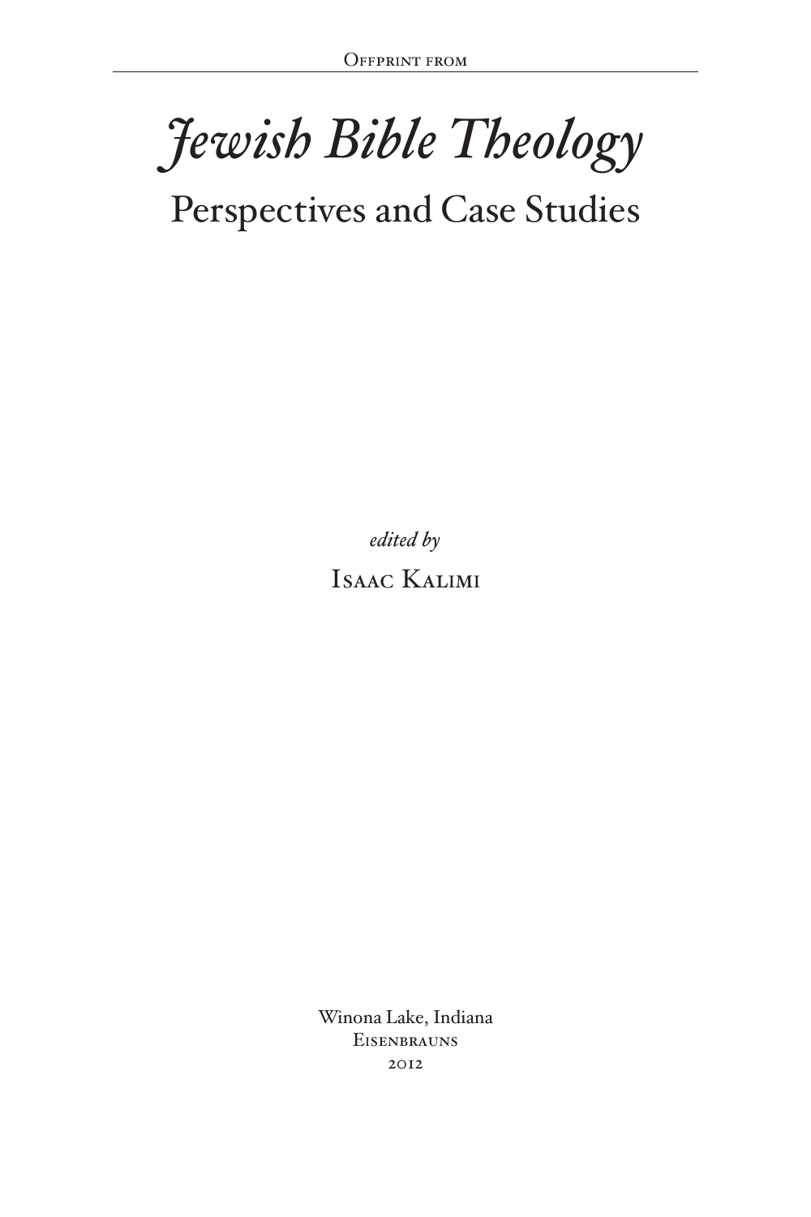Offprint from

# *Jewish Bible Theology*

## Perspectives and Case Studies

*edited by*

Isaac Kalimi

Winona Lake, Indiana
Eisenbrauns
2012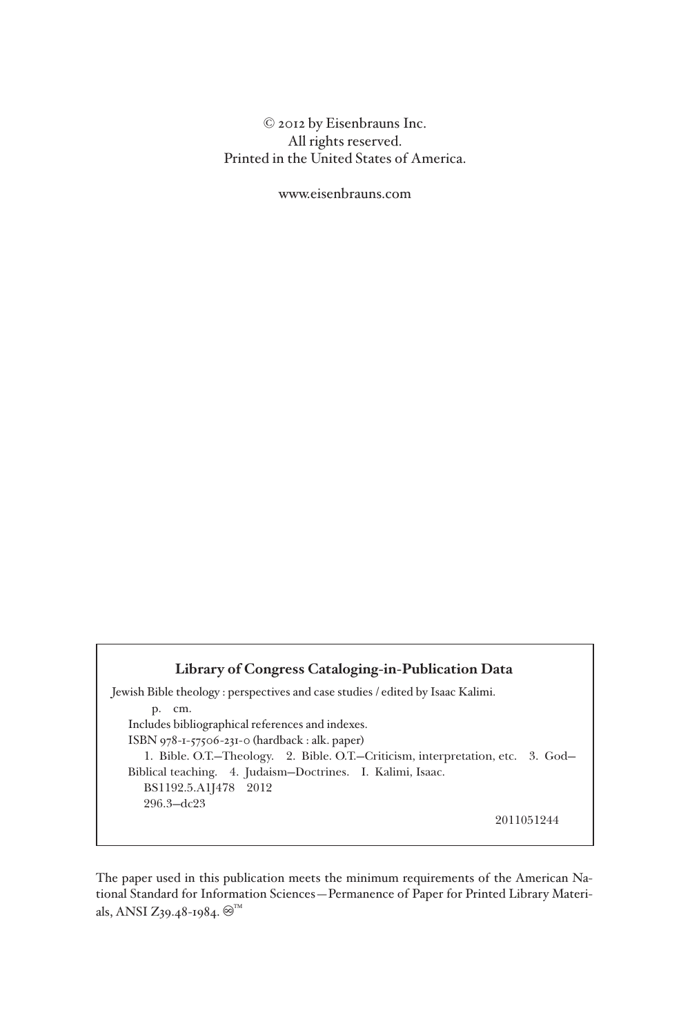© 2012 by Eisenbrauns Inc.
All rights reserved.
Printed in the United States of America.

www.eisenbrauns.com

**Library of Congress Cataloging-in-Publication Data**

Jewish Bible theology : perspectives and case studies / edited by Isaac Kalimi.
p. cm.
Includes bibliographical references and indexes.
ISBN 978-1-57506-231-0 (hardback : alk. paper)
1. Bible. O.T.—Theology. 2. Bible. O.T.—Criticism, interpretation, etc. 3. God—Biblical teaching. 4. Judaism—Doctrines. I. Kalimi, Isaac.
BS1192.5.A1J478 2012
296.3—dc23

2011051244

The paper used in this publication meets the minimum requirements of the American National Standard for Information Sciences—Permanence of Paper for Printed Library Materials, ANSI Z39.48-1984. ♾™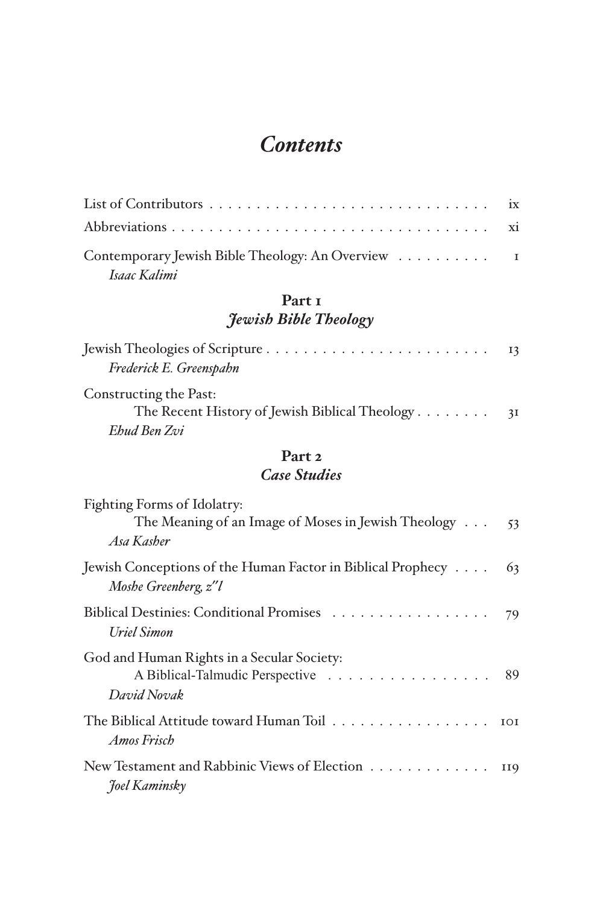# *Contents*

List of Contributors . . . . . . . . . . . . . . . . . . . . . . . . . . . . . ix

Abbreviations . . . . . . . . . . . . . . . . . . . . . . . . . . . . . . . . . xi

Contemporary Jewish Bible Theology: An Overview . . . . . . . . . . 1
*Isaac Kalimi*

## Part 1
## *Jewish Bible Theology*

Jewish Theologies of Scripture . . . . . . . . . . . . . . . . . . . . . . . 13
*Frederick E. Greenspahn*

Constructing the Past:
The Recent History of Jewish Biblical Theology . . . . . . . . 31
*Ehud Ben Zvi*

## Part 2
## *Case Studies*

Fighting Forms of Idolatry:
The Meaning of an Image of Moses in Jewish Theology . . . 53
*Asa Kasher*

Jewish Conceptions of the Human Factor in Biblical Prophecy . . . . 63
*Moshe Greenberg, z"l*

Biblical Destinies: Conditional Promises . . . . . . . . . . . . . . . . . 79
*Uriel Simon*

God and Human Rights in a Secular Society:
A Biblical-Talmudic Perspective . . . . . . . . . . . . . . . . 89
*David Novak*

The Biblical Attitude toward Human Toil . . . . . . . . . . . . . . . . . 101
*Amos Frisch*

New Testament and Rabbinic Views of Election . . . . . . . . . . . . . 119
*Joel Kaminsky*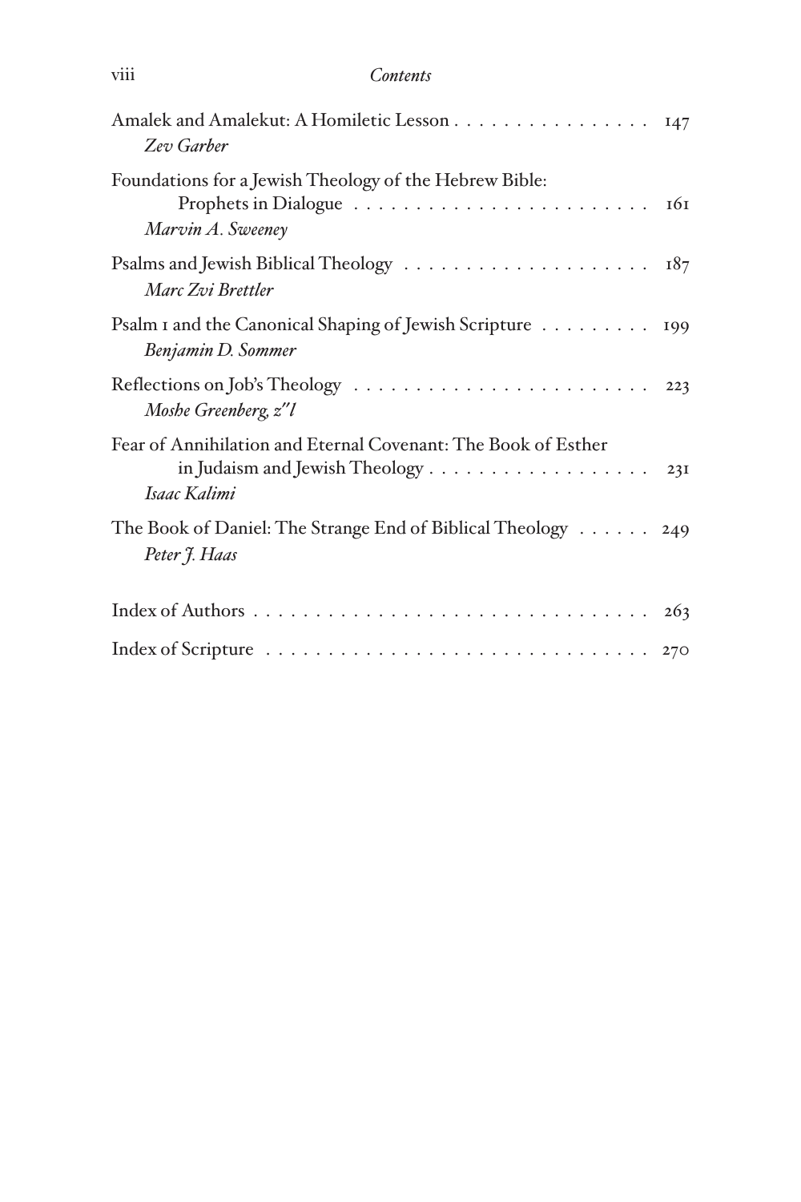Amalek and Amalekut: A Homiletic Lesson . . . . . . . . . . . . . . . . 147
*Zev Garber*

Foundations for a Jewish Theology of the Hebrew Bible: Prophets in Dialogue . . . . . . . . . . . . . . . . . . . . . . . . 161
*Marvin A. Sweeney*

Psalms and Jewish Biblical Theology . . . . . . . . . . . . . . . . . . . . 187
*Marc Zvi Brettler*

Psalm 1 and the Canonical Shaping of Jewish Scripture . . . . . . . . . 199
*Benjamin D. Sommer*

Reflections on Job's Theology . . . . . . . . . . . . . . . . . . . . . . . 223
*Moshe Greenberg, z"l*

Fear of Annihilation and Eternal Covenant: The Book of Esther in Judaism and Jewish Theology . . . . . . . . . . . . . . . . . . 231
*Isaac Kalimi*

The Book of Daniel: The Strange End of Biblical Theology . . . . . . 249
*Peter J. Haas*

Index of Authors . . . . . . . . . . . . . . . . . . . . . . . . . . . . . . . . 263

Index of Scripture . . . . . . . . . . . . . . . . . . . . . . . . . . . . . . . 270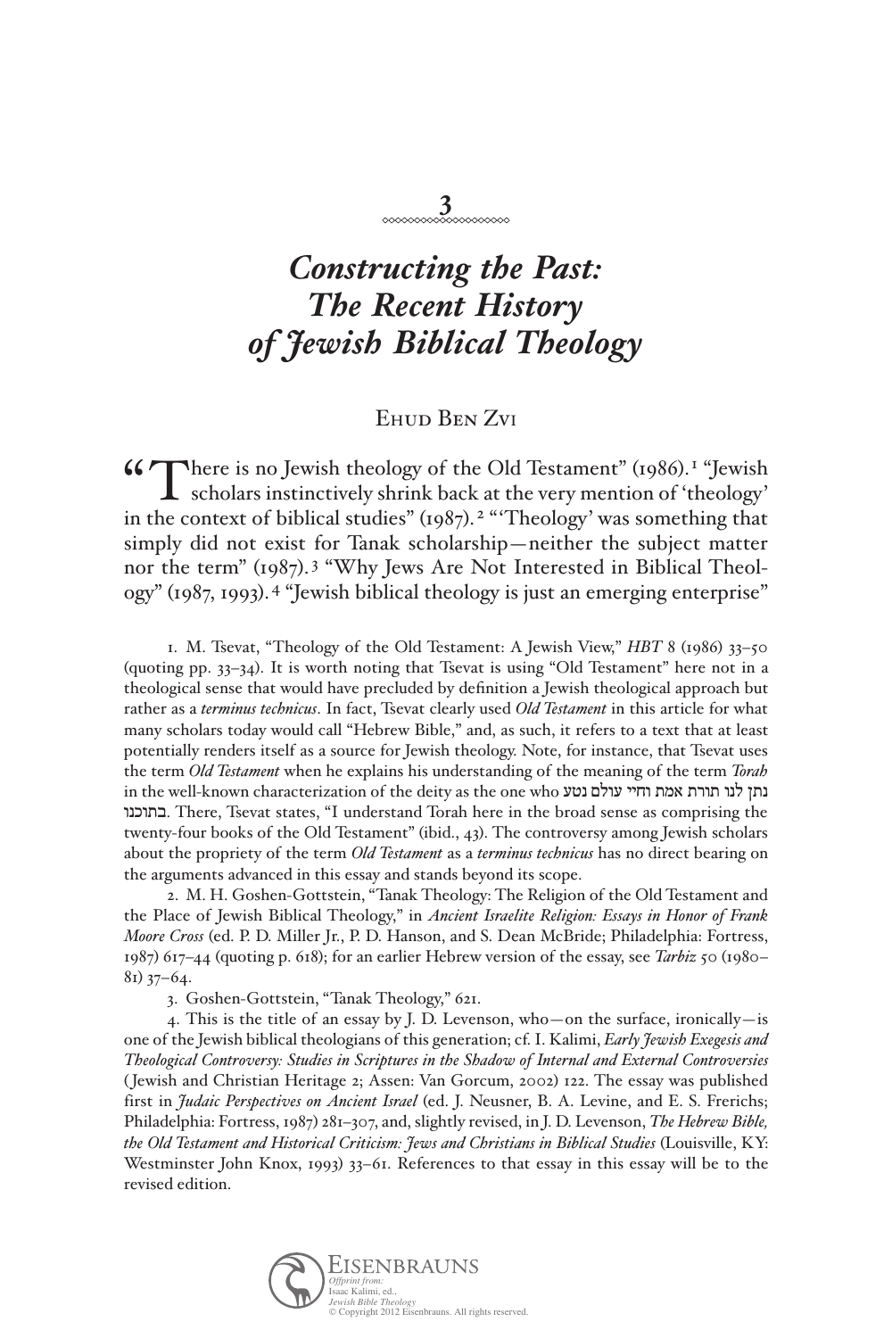# 3

# *Constructing the Past: The Recent History of Jewish Biblical Theology*

Ehud Ben Zvi

"There is no Jewish theology of the Old Testament" (1986).[1] "Jewish scholars instinctively shrink back at the very mention of 'theology' in the context of biblical studies" (1987).[2] "'Theology' was something that simply did not exist for Tanak scholarship—neither the subject matter nor the term" (1987).[3] "Why Jews Are Not Interested in Biblical Theology" (1987, 1993).[4] "Jewish biblical theology is just an emerging enterprise"

1. M. Tsevat, "Theology of the Old Testament: A Jewish View," *HBT* 8 (1986) 33–50 (quoting pp. 33–34). It is worth noting that Tsevat is using "Old Testament" here not in a theological sense that would have precluded by definition a Jewish theological approach but rather as a *terminus technicus*. In fact, Tsevat clearly used *Old Testament* in this article for what many scholars today would call "Hebrew Bible," and, as such, it refers to a text that at least potentially renders itself as a source for Jewish theology. Note, for instance, that Tsevat uses the term *Old Testament* when he explains his understanding of the meaning of the term *Torah* in the well-known characterization of the deity as the one who נתן לנו תורת אמת וחיי עולם נטע בתוכנו. There, Tsevat states, "I understand Torah here in the broad sense as comprising the twenty-four books of the Old Testament" (ibid., 43). The controversy among Jewish scholars about the propriety of the term *Old Testament* as a *terminus technicus* has no direct bearing on the arguments advanced in this essay and stands beyond its scope.

2. M. H. Goshen-Gottstein, "Tanak Theology: The Religion of the Old Testament and the Place of Jewish Biblical Theology," in *Ancient Israelite Religion: Essays in Honor of Frank Moore Cross* (ed. P. D. Miller Jr., P. D. Hanson, and S. Dean McBride; Philadelphia: Fortress, 1987) 617–44 (quoting p. 618); for an earlier Hebrew version of the essay, see *Tarbiz* 50 (1980–81) 37–64.

3. Goshen-Gottstein, "Tanak Theology," 621.

4. This is the title of an essay by J. D. Levenson, who—on the surface, ironically—is one of the Jewish biblical theologians of this generation; cf. I. Kalimi, *Early Jewish Exegesis and Theological Controversy: Studies in Scriptures in the Shadow of Internal and External Controversies* (Jewish and Christian Heritage 2; Assen: Van Gorcum, 2002) 122. The essay was published first in *Judaic Perspectives on Ancient Israel* (ed. J. Neusner, B. A. Levine, and E. S. Frerichs; Philadelphia: Fortress, 1987) 281–307, and, slightly revised, in J. D. Levenson, *The Hebrew Bible, the Old Testament and Historical Criticism: Jews and Christians in Biblical Studies* (Louisville, KY: Westminster John Knox, 1993) 33–61. References to that essay in this essay will be to the revised edition.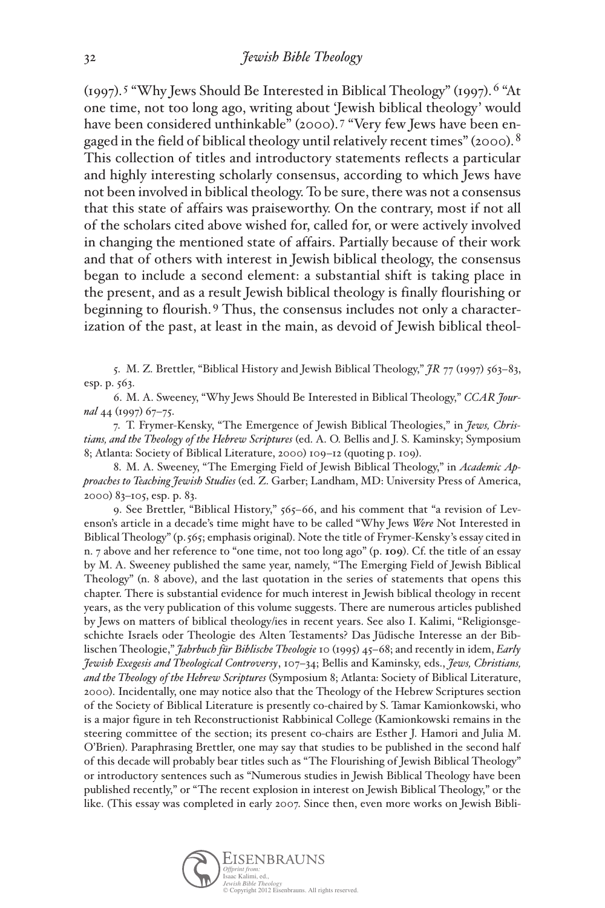(1997).[5] "Why Jews Should Be Interested in Biblical Theology" (1997).[6] "At one time, not too long ago, writing about 'Jewish biblical theology' would have been considered unthinkable" (2000).[7] "Very few Jews have been engaged in the field of biblical theology until relatively recent times" (2000).[8] This collection of titles and introductory statements reflects a particular and highly interesting scholarly consensus, according to which Jews have not been involved in biblical theology. To be sure, there was not a consensus that this state of affairs was praiseworthy. On the contrary, most if not all of the scholars cited above wished for, called for, or were actively involved in changing the mentioned state of affairs. Partially because of their work and that of others with interest in Jewish biblical theology, the consensus began to include a second element: a substantial shift is taking place in the present, and as a result Jewish biblical theology is finally flourishing or beginning to flourish.[9] Thus, the consensus includes not only a characterization of the past, at least in the main, as devoid of Jewish biblical theol-

5. M. Z. Brettler, "Biblical History and Jewish Biblical Theology," *JR* 77 (1997) 563–83, esp. p. 563.

6. M. A. Sweeney, "Why Jews Should Be Interested in Biblical Theology," *CCAR Journal* 44 (1997) 67–75.

7. T. Frymer-Kensky, "The Emergence of Jewish Biblical Theologies," in *Jews, Christians, and the Theology of the Hebrew Scriptures* (ed. A. O. Bellis and J. S. Kaminsky; Symposium 8; Atlanta: Society of Biblical Literature, 2000) 109–12 (quoting p. 109).

8. M. A. Sweeney, "The Emerging Field of Jewish Biblical Theology," in *Academic Approaches to Teaching Jewish Studies* (ed. Z. Garber; Landham, MD: University Press of America, 2000) 83–105, esp. p. 83.

9. See Brettler, "Biblical History," 565–66, and his comment that "a revision of Levenson's article in a decade's time might have to be called "Why Jews *Were* Not Interested in Biblical Theology" (p. 565; emphasis original). Note the title of Frymer-Kensky's essay cited in n. 7 above and her reference to "one time, not too long ago" (p. **109**). Cf. the title of an essay by M. A. Sweeney published the same year, namely, "The Emerging Field of Jewish Biblical Theology" (n. 8 above), and the last quotation in the series of statements that opens this chapter. There is substantial evidence for much interest in Jewish biblical theology in recent years, as the very publication of this volume suggests. There are numerous articles published by Jews on matters of biblical theology/ies in recent years. See also I. Kalimi, "Religionsgeschichte Israels oder Theologie des Alten Testaments? Das Jüdische Interesse an der Biblischen Theologie," *Jahrbuch für Biblische Theologie* 10 (1995) 45–68; and recently in idem, *Early Jewish Exegesis and Theological Controversy*, 107–34; Bellis and Kaminsky, eds., *Jews, Christians, and the Theology of the Hebrew Scriptures* (Symposium 8; Atlanta: Society of Biblical Literature, 2000). Incidentally, one may notice also that the Theology of the Hebrew Scriptures section of the Society of Biblical Literature is presently co-chaired by S. Tamar Kamionkowski, who is a major figure in teh Reconstructionist Rabbinical College (Kamionkowski remains in the steering committee of the section; its present co-chairs are Esther J. Hamori and Julia M. O'Brien). Paraphrasing Brettler, one may say that studies to be published in the second half of this decade will probably bear titles such as "The Flourishing of Jewish Biblical Theology" or introductory sentences such as "Numerous studies in Jewish Biblical Theology have been published recently," or "The recent explosion in interest on Jewish Biblical Theology," or the like. (This essay was completed in early 2007. Since then, even more works on Jewish Bibli-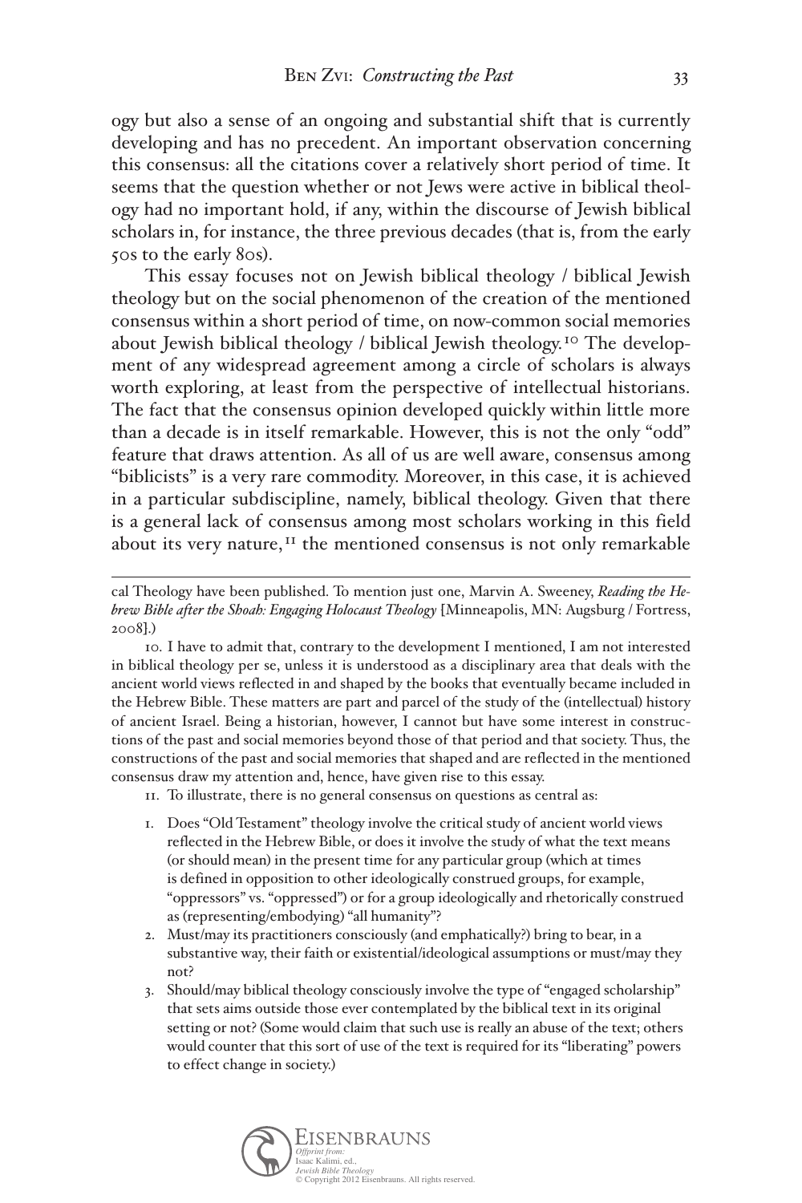ogy but also a sense of an ongoing and substantial shift that is currently developing and has no precedent. An important observation concerning this consensus: all the citations cover a relatively short period of time. It seems that the question whether or not Jews were active in biblical theology had no important hold, if any, within the discourse of Jewish biblical scholars in, for instance, the three previous decades (that is, from the early 50s to the early 80s).

This essay focuses not on Jewish biblical theology / biblical Jewish theology but on the social phenomenon of the creation of the mentioned consensus within a short period of time, on now-common social memories about Jewish biblical theology / biblical Jewish theology.[10] The development of any widespread agreement among a circle of scholars is always worth exploring, at least from the perspective of intellectual historians. The fact that the consensus opinion developed quickly within little more than a decade is in itself remarkable. However, this is not the only "odd" feature that draws attention. As all of us are well aware, consensus among "biblicists" is a very rare commodity. Moreover, in this case, it is achieved in a particular subdiscipline, namely, biblical theology. Given that there is a general lack of consensus among most scholars working in this field about its very nature,[11] the mentioned consensus is not only remarkable

---

cal Theology have been published. To mention just one, Marvin A. Sweeney, *Reading the Hebrew Bible after the Shoah: Engaging Holocaust Theology* [Minneapolis, MN: Augsburg / Fortress, 2008].)

10. I have to admit that, contrary to the development I mentioned, I am not interested in biblical theology per se, unless it is understood as a disciplinary area that deals with the ancient world views reflected in and shaped by the books that eventually became included in the Hebrew Bible. These matters are part and parcel of the study of the (intellectual) history of ancient Israel. Being a historian, however, I cannot but have some interest in constructions of the past and social memories beyond those of that period and that society. Thus, the constructions of the past and social memories that shaped and are reflected in the mentioned consensus draw my attention and, hence, have given rise to this essay.

11. To illustrate, there is no general consensus on questions as central as:

1. Does "Old Testament" theology involve the critical study of ancient world views reflected in the Hebrew Bible, or does it involve the study of what the text means (or should mean) in the present time for any particular group (which at times is defined in opposition to other ideologically construed groups, for example, "oppressors" vs. "oppressed") or for a group ideologically and rhetorically construed as (representing/embodying) "all humanity"?
2. Must/may its practitioners consciously (and emphatically?) bring to bear, in a substantive way, their faith or existential/ideological assumptions or must/may they not?
3. Should/may biblical theology consciously involve the type of "engaged scholarship" that sets aims outside those ever contemplated by the biblical text in its original setting or not? (Some would claim that such use is really an abuse of the text; others would counter that this sort of use of the text is required for its "liberating" powers to effect change in society.)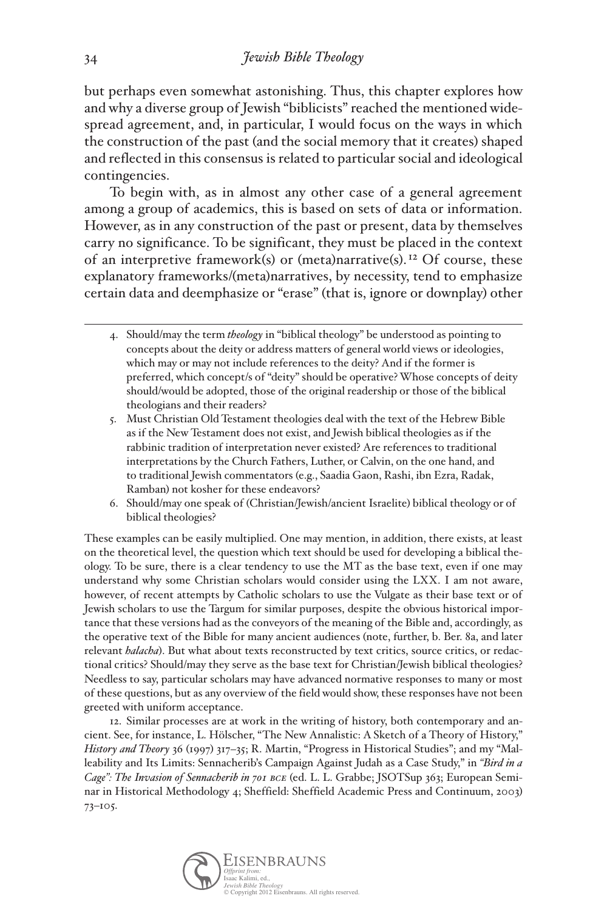but perhaps even somewhat astonishing. Thus, this chapter explores how and why a diverse group of Jewish "biblicists" reached the mentioned widespread agreement, and, in particular, I would focus on the ways in which the construction of the past (and the social memory that it creates) shaped and reflected in this consensus is related to particular social and ideological contingencies.

To begin with, as in almost any other case of a general agreement among a group of academics, this is based on sets of data or information. However, as in any construction of the past or present, data by themselves carry no significance. To be significant, they must be placed in the context of an interpretive framework(s) or (meta)narrative(s).[12] Of course, these explanatory frameworks/(meta)narratives, by necessity, tend to emphasize certain data and deemphasize or "erase" (that is, ignore or downplay) other

---

4. Should/may the term *theology* in "biblical theology" be understood as pointing to concepts about the deity or address matters of general world views or ideologies, which may or may not include references to the deity? And if the former is preferred, which concept/s of "deity" should be operative? Whose concepts of deity should/would be adopted, those of the original readership or those of the biblical theologians and their readers?
5. Must Christian Old Testament theologies deal with the text of the Hebrew Bible as if the New Testament does not exist, and Jewish biblical theologies as if the rabbinic tradition of interpretation never existed? Are references to traditional interpretations by the Church Fathers, Luther, or Calvin, on the one hand, and to traditional Jewish commentators (e.g., Saadia Gaon, Rashi, ibn Ezra, Radak, Ramban) not kosher for these endeavors?
6. Should/may one speak of (Christian/Jewish/ancient Israelite) biblical theology or of biblical theologies?

These examples can be easily multiplied. One may mention, in addition, there exists, at least on the theoretical level, the question which text should be used for developing a biblical theology. To be sure, there is a clear tendency to use the MT as the base text, even if one may understand why some Christian scholars would consider using the LXX. I am not aware, however, of recent attempts by Catholic scholars to use the Vulgate as their base text or of Jewish scholars to use the Targum for similar purposes, despite the obvious historical importance that these versions had as the conveyors of the meaning of the Bible and, accordingly, as the operative text of the Bible for many ancient audiences (note, further, b. Ber. 8a, and later relevant *halacha*). But what about texts reconstructed by text critics, source critics, or redactional critics? Should/may they serve as the base text for Christian/Jewish biblical theologies? Needless to say, particular scholars may have advanced normative responses to many or most of these questions, but as any overview of the field would show, these responses have not been greeted with uniform acceptance.

12. Similar processes are at work in the writing of history, both contemporary and ancient. See, for instance, L. Hölscher, "The New Annalistic: A Sketch of a Theory of History," *History and Theory* 36 (1997) 317–35; R. Martin, "Progress in Historical Studies"; and my "Malleability and Its Limits: Sennacherib's Campaign Against Judah as a Case Study," in *"Bird in a Cage": The Invasion of Sennacherib in 701 BCE* (ed. L. L. Grabbe; JSOTSup 363; European Seminar in Historical Methodology 4; Sheffield: Sheffield Academic Press and Continuum, 2003) 73–105.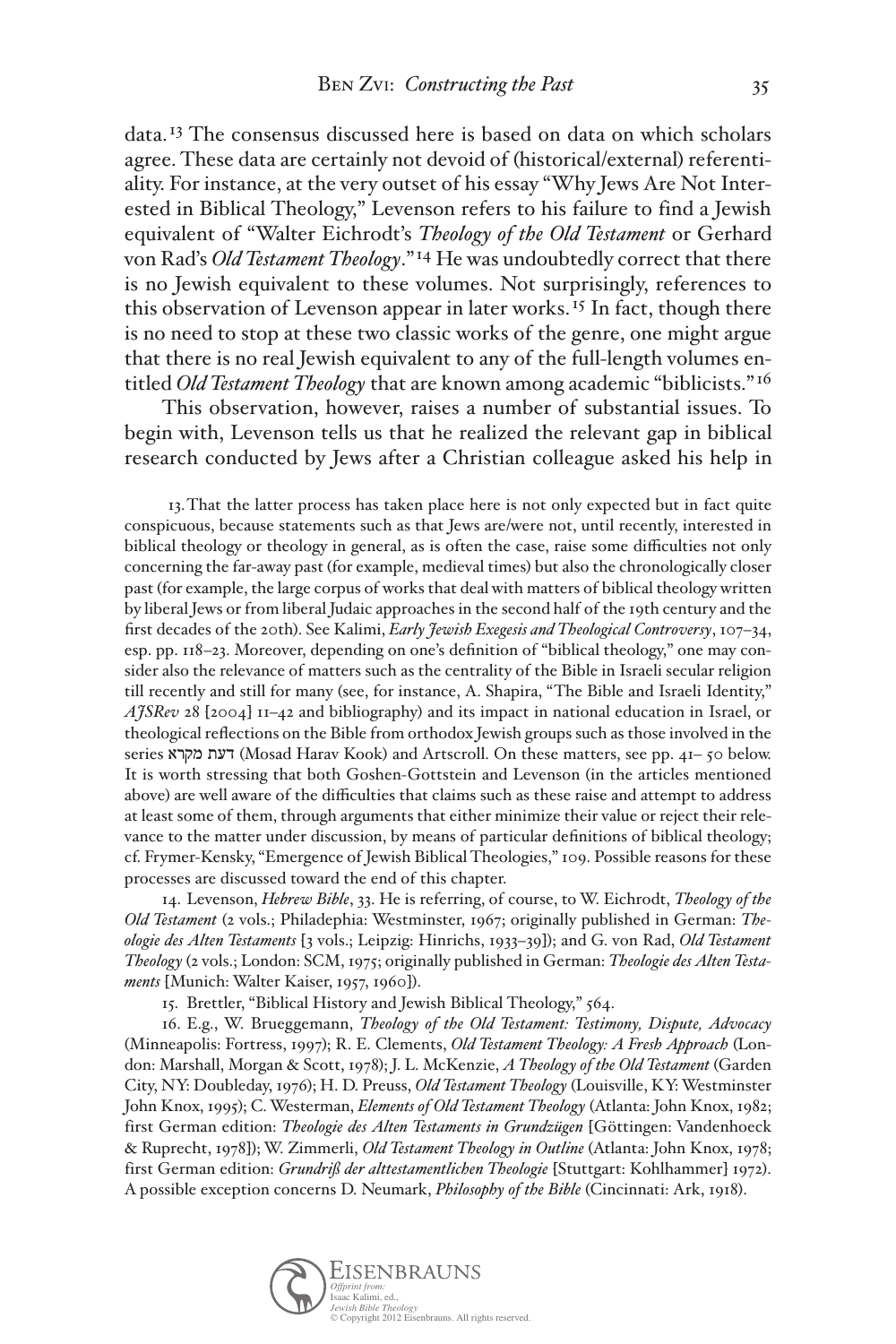data.[13] The consensus discussed here is based on data on which scholars agree. These data are certainly not devoid of (historical/external) referentiality. For instance, at the very outset of his essay "Why Jews Are Not Interested in Biblical Theology," Levenson refers to his failure to find a Jewish equivalent of "Walter Eichrodt's *Theology of the Old Testament* or Gerhard von Rad's *Old Testament Theology*."[14] He was undoubtedly correct that there is no Jewish equivalent to these volumes. Not surprisingly, references to this observation of Levenson appear in later works.[15] In fact, though there is no need to stop at these two classic works of the genre, one might argue that there is no real Jewish equivalent to any of the full-length volumes entitled *Old Testament Theology* that are known among academic "biblicists."[16]

This observation, however, raises a number of substantial issues. To begin with, Levenson tells us that he realized the relevant gap in biblical research conducted by Jews after a Christian colleague asked his help in

13. That the latter process has taken place here is not only expected but in fact quite conspicuous, because statements such as that Jews are/were not, until recently, interested in biblical theology or theology in general, as is often the case, raise some difficulties not only concerning the far-away past (for example, medieval times) but also the chronologically closer past (for example, the large corpus of works that deal with matters of biblical theology written by liberal Jews or from liberal Judaic approaches in the second half of the 19th century and the first decades of the 20th). See Kalimi, *Early Jewish Exegesis and Theological Controversy*, 107–34, esp. pp. 118–23. Moreover, depending on one's definition of "biblical theology," one may consider also the relevance of matters such as the centrality of the Bible in Israeli secular religion till recently and still for many (see, for instance, A. Shapira, "The Bible and Israeli Identity," *AJSRev* 28 [2004] 11–42 and bibliography) and its impact in national education in Israel, or theological reflections on the Bible from orthodox Jewish groups such as those involved in the series דעת מקרא (Mosad Harav Kook) and Artscroll. On these matters, see pp. 41– 50 below. It is worth stressing that both Goshen-Gottstein and Levenson (in the articles mentioned above) are well aware of the difficulties that claims such as these raise and attempt to address at least some of them, through arguments that either minimize their value or reject their relevance to the matter under discussion, by means of particular definitions of biblical theology; cf. Frymer-Kensky, "Emergence of Jewish Biblical Theologies," 109. Possible reasons for these processes are discussed toward the end of this chapter.

14. Levenson, *Hebrew Bible*, 33. He is referring, of course, to W. Eichrodt, *Theology of the Old Testament* (2 vols.; Philadephia: Westminster, 1967; originally published in German: *Theologie des Alten Testaments* [3 vols.; Leipzig: Hinrichs, 1933–39]); and G. von Rad, *Old Testament Theology* (2 vols.; London: SCM, 1975; originally published in German: *Theologie des Alten Testaments* [Munich: Walter Kaiser, 1957, 1960]).

15. Brettler, "Biblical History and Jewish Biblical Theology," 564.

16. E.g., W. Brueggemann, *Theology of the Old Testament: Testimony, Dispute, Advocacy* (Minneapolis: Fortress, 1997); R. E. Clements, *Old Testament Theology: A Fresh Approach* (London: Marshall, Morgan & Scott, 1978); J. L. McKenzie, *A Theology of the Old Testament* (Garden City, NY: Doubleday, 1976); H. D. Preuss, *Old Testament Theology* (Louisville, KY: Westminster John Knox, 1995); C. Westerman, *Elements of Old Testament Theology* (Atlanta: John Knox, 1982; first German edition: *Theologie des Alten Testaments in Grundzügen* [Göttingen: Vandenhoeck & Ruprecht, 1978]); W. Zimmerli, *Old Testament Theology in Outline* (Atlanta: John Knox, 1978; first German edition: *Grundriß der alttestamentlichen Theologie* [Stuttgart: Kohlhammer] 1972). A possible exception concerns D. Neumark, *Philosophy of the Bible* (Cincinnati: Ark, 1918).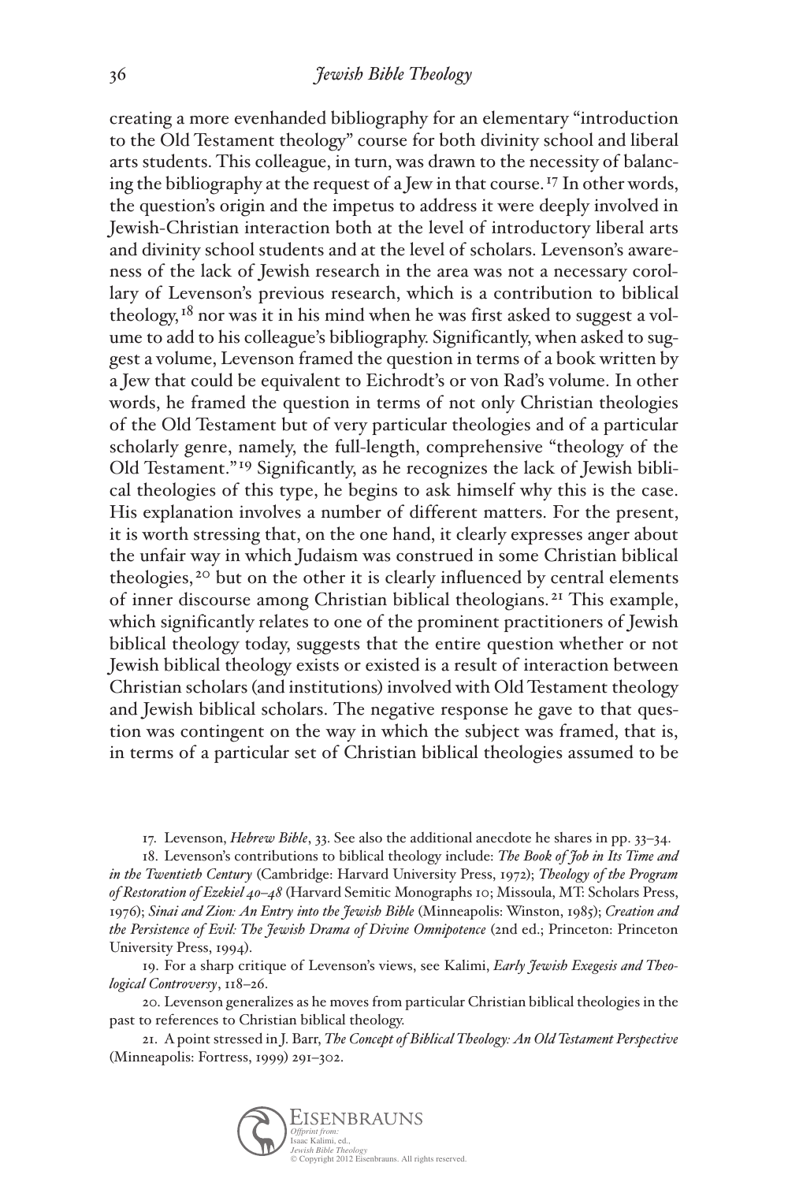creating a more evenhanded bibliography for an elementary "introduction to the Old Testament theology" course for both divinity school and liberal arts students. This colleague, in turn, was drawn to the necessity of balancing the bibliography at the request of a Jew in that course.[17] In other words, the question's origin and the impetus to address it were deeply involved in Jewish-Christian interaction both at the level of introductory liberal arts and divinity school students and at the level of scholars. Levenson's awareness of the lack of Jewish research in the area was not a necessary corollary of Levenson's previous research, which is a contribution to biblical theology,[18] nor was it in his mind when he was first asked to suggest a volume to add to his colleague's bibliography. Significantly, when asked to suggest a volume, Levenson framed the question in terms of a book written by a Jew that could be equivalent to Eichrodt's or von Rad's volume. In other words, he framed the question in terms of not only Christian theologies of the Old Testament but of very particular theologies and of a particular scholarly genre, namely, the full-length, comprehensive "theology of the Old Testament."[19] Significantly, as he recognizes the lack of Jewish biblical theologies of this type, he begins to ask himself why this is the case. His explanation involves a number of different matters. For the present, it is worth stressing that, on the one hand, it clearly expresses anger about the unfair way in which Judaism was construed in some Christian biblical theologies,[20] but on the other it is clearly influenced by central elements of inner discourse among Christian biblical theologians.[21] This example, which significantly relates to one of the prominent practitioners of Jewish biblical theology today, suggests that the entire question whether or not Jewish biblical theology exists or existed is a result of interaction between Christian scholars (and institutions) involved with Old Testament theology and Jewish biblical scholars. The negative response he gave to that question was contingent on the way in which the subject was framed, that is, in terms of a particular set of Christian biblical theologies assumed to be

17. Levenson, *Hebrew Bible*, 33. See also the additional anecdote he shares in pp. 33–34.

18. Levenson's contributions to biblical theology include: *The Book of Job in Its Time and in the Twentieth Century* (Cambridge: Harvard University Press, 1972); *Theology of the Program of Restoration of Ezekiel 40–48* (Harvard Semitic Monographs 10; Missoula, MT: Scholars Press, 1976); *Sinai and Zion: An Entry into the Jewish Bible* (Minneapolis: Winston, 1985); *Creation and the Persistence of Evil: The Jewish Drama of Divine Omnipotence* (2nd ed.; Princeton: Princeton University Press, 1994).

19. For a sharp critique of Levenson's views, see Kalimi, *Early Jewish Exegesis and Theological Controversy*, 118–26.

20. Levenson generalizes as he moves from particular Christian biblical theologies in the past to references to Christian biblical theology.

21. A point stressed in J. Barr, *The Concept of Biblical Theology: An Old Testament Perspective* (Minneapolis: Fortress, 1999) 291–302.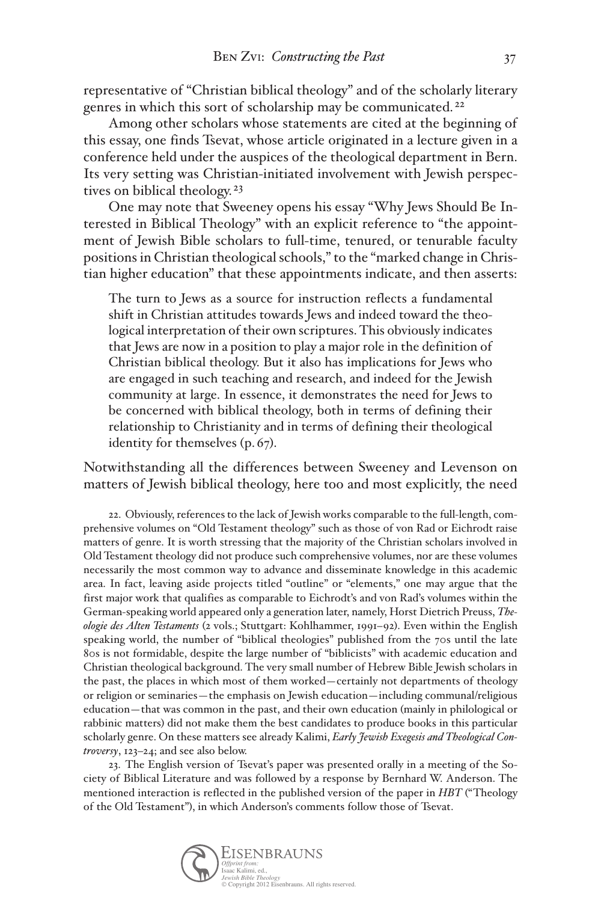representative of "Christian biblical theology" and of the scholarly literary genres in which this sort of scholarship may be communicated.[22]

Among other scholars whose statements are cited at the beginning of this essay, one finds Tsevat, whose article originated in a lecture given in a conference held under the auspices of the theological department in Bern. Its very setting was Christian-initiated involvement with Jewish perspectives on biblical theology.[23]

One may note that Sweeney opens his essay "Why Jews Should Be Interested in Biblical Theology" with an explicit reference to "the appointment of Jewish Bible scholars to full-time, tenured, or tenurable faculty positions in Christian theological schools," to the "marked change in Christian higher education" that these appointments indicate, and then asserts:

> The turn to Jews as a source for instruction reflects a fundamental shift in Christian attitudes towards Jews and indeed toward the theological interpretation of their own scriptures. This obviously indicates that Jews are now in a position to play a major role in the definition of Christian biblical theology. But it also has implications for Jews who are engaged in such teaching and research, and indeed for the Jewish community at large. In essence, it demonstrates the need for Jews to be concerned with biblical theology, both in terms of defining their relationship to Christianity and in terms of defining their theological identity for themselves (p. 67).

Notwithstanding all the differences between Sweeney and Levenson on matters of Jewish biblical theology, here too and most explicitly, the need

---

22. Obviously, references to the lack of Jewish works comparable to the full-length, comprehensive volumes on "Old Testament theology" such as those of von Rad or Eichrodt raise matters of genre. It is worth stressing that the majority of the Christian scholars involved in Old Testament theology did not produce such comprehensive volumes, nor are these volumes necessarily the most common way to advance and disseminate knowledge in this academic area. In fact, leaving aside projects titled "outline" or "elements," one may argue that the first major work that qualifies as comparable to Eichrodt's and von Rad's volumes within the German-speaking world appeared only a generation later, namely, Horst Dietrich Preuss, *Theologie des Alten Testaments* (2 vols.; Stuttgart: Kohlhammer, 1991–92). Even within the English speaking world, the number of "biblical theologies" published from the 70s until the late 80s is not formidable, despite the large number of "biblicists" with academic education and Christian theological background. The very small number of Hebrew Bible Jewish scholars in the past, the places in which most of them worked—certainly not departments of theology or religion or seminaries—the emphasis on Jewish education—including communal/religious education—that was common in the past, and their own education (mainly in philological or rabbinic matters) did not make them the best candidates to produce books in this particular scholarly genre. On these matters see already Kalimi, *Early Jewish Exegesis and Theological Controversy*, 123–24; and see also below.

23. The English version of Tsevat's paper was presented orally in a meeting of the Society of Biblical Literature and was followed by a response by Bernhard W. Anderson. The mentioned interaction is reflected in the published version of the paper in *HBT* ("Theology of the Old Testament"), in which Anderson's comments follow those of Tsevat.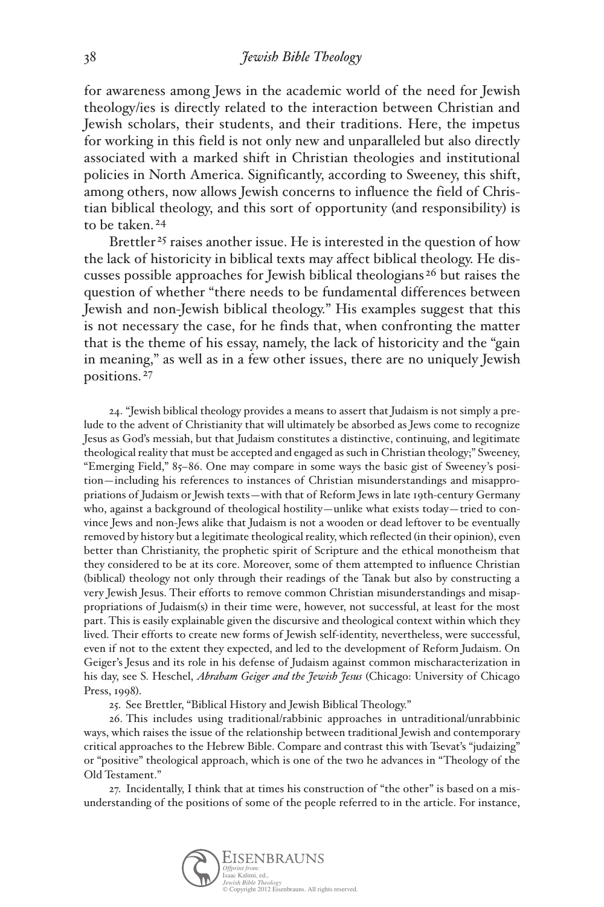for awareness among Jews in the academic world of the need for Jewish theology/ies is directly related to the interaction between Christian and Jewish scholars, their students, and their traditions. Here, the impetus for working in this field is not only new and unparalleled but also directly associated with a marked shift in Christian theologies and institutional policies in North America. Significantly, according to Sweeney, this shift, among others, now allows Jewish concerns to influence the field of Christian biblical theology, and this sort of opportunity (and responsibility) is to be taken.[24]

Brettler[25] raises another issue. He is interested in the question of how the lack of historicity in biblical texts may affect biblical theology. He discusses possible approaches for Jewish biblical theologians[26] but raises the question of whether "there needs to be fundamental differences between Jewish and non-Jewish biblical theology." His examples suggest that this is not necessary the case, for he finds that, when confronting the matter that is the theme of his essay, namely, the lack of historicity and the "gain in meaning," as well as in a few other issues, there are no uniquely Jewish positions.[27]

24. "Jewish biblical theology provides a means to assert that Judaism is not simply a prelude to the advent of Christianity that will ultimately be absorbed as Jews come to recognize Jesus as God's messiah, but that Judaism constitutes a distinctive, continuing, and legitimate theological reality that must be accepted and engaged as such in Christian theology;" Sweeney, "Emerging Field," 85–86. One may compare in some ways the basic gist of Sweeney's position—including his references to instances of Christian misunderstandings and misappropriations of Judaism or Jewish texts—with that of Reform Jews in late 19th-century Germany who, against a background of theological hostility—unlike what exists today—tried to convince Jews and non-Jews alike that Judaism is not a wooden or dead leftover to be eventually removed by history but a legitimate theological reality, which reflected (in their opinion), even better than Christianity, the prophetic spirit of Scripture and the ethical monotheism that they considered to be at its core. Moreover, some of them attempted to influence Christian (biblical) theology not only through their readings of the Tanak but also by constructing a very Jewish Jesus. Their efforts to remove common Christian misunderstandings and misappropriations of Judaism(s) in their time were, however, not successful, at least for the most part. This is easily explainable given the discursive and theological context within which they lived. Their efforts to create new forms of Jewish self-identity, nevertheless, were successful, even if not to the extent they expected, and led to the development of Reform Judaism. On Geiger's Jesus and its role in his defense of Judaism against common mischaracterization in his day, see S. Heschel, *Abraham Geiger and the Jewish Jesus* (Chicago: University of Chicago Press, 1998).

25. See Brettler, "Biblical History and Jewish Biblical Theology."

26. This includes using traditional/rabbinic approaches in untraditional/unrabbinic ways, which raises the issue of the relationship between traditional Jewish and contemporary critical approaches to the Hebrew Bible. Compare and contrast this with Tsevat's "judaizing" or "positive" theological approach, which is one of the two he advances in "Theology of the Old Testament."

27. Incidentally, I think that at times his construction of "the other" is based on a misunderstanding of the positions of some of the people referred to in the article. For instance,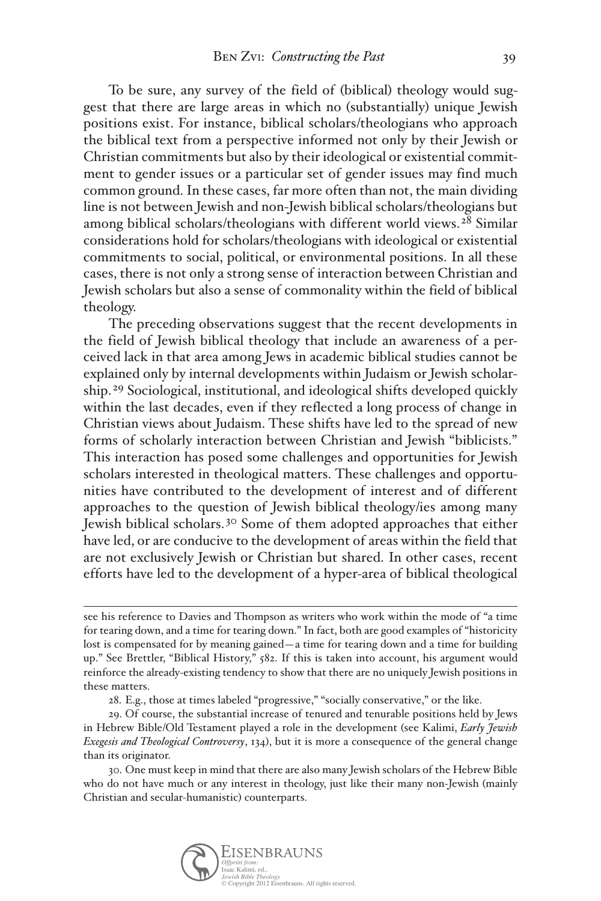To be sure, any survey of the field of (biblical) theology would suggest that there are large areas in which no (substantially) unique Jewish positions exist. For instance, biblical scholars/theologians who approach the biblical text from a perspective informed not only by their Jewish or Christian commitments but also by their ideological or existential commitment to gender issues or a particular set of gender issues may find much common ground. In these cases, far more often than not, the main dividing line is not between Jewish and non-Jewish biblical scholars/theologians but among biblical scholars/theologians with different world views.[28] Similar considerations hold for scholars/theologians with ideological or existential commitments to social, political, or environmental positions. In all these cases, there is not only a strong sense of interaction between Christian and Jewish scholars but also a sense of commonality within the field of biblical theology.

The preceding observations suggest that the recent developments in the field of Jewish biblical theology that include an awareness of a perceived lack in that area among Jews in academic biblical studies cannot be explained only by internal developments within Judaism or Jewish scholarship.[29] Sociological, institutional, and ideological shifts developed quickly within the last decades, even if they reflected a long process of change in Christian views about Judaism. These shifts have led to the spread of new forms of scholarly interaction between Christian and Jewish "biblicists." This interaction has posed some challenges and opportunities for Jewish scholars interested in theological matters. These challenges and opportunities have contributed to the development of interest and of different approaches to the question of Jewish biblical theology/ies among many Jewish biblical scholars.[30] Some of them adopted approaches that either have led, or are conducive to the development of areas within the field that are not exclusively Jewish or Christian but shared. In other cases, recent efforts have led to the development of a hyper-area of biblical theological

---

see his reference to Davies and Thompson as writers who work within the mode of "a time for tearing down, and a time for tearing down." In fact, both are good examples of "historicity lost is compensated for by meaning gained—a time for tearing down and a time for building up." See Brettler, "Biblical History," 582. If this is taken into account, his argument would reinforce the already-existing tendency to show that there are no uniquely Jewish positions in these matters.

28. E.g., those at times labeled "progressive," "socially conservative," or the like.

29. Of course, the substantial increase of tenured and tenurable positions held by Jews in Hebrew Bible/Old Testament played a role in the development (see Kalimi, *Early Jewish Exegesis and Theological Controversy*, 134), but it is more a consequence of the general change than its originator.

30. One must keep in mind that there are also many Jewish scholars of the Hebrew Bible who do not have much or any interest in theology, just like their many non-Jewish (mainly Christian and secular-humanistic) counterparts.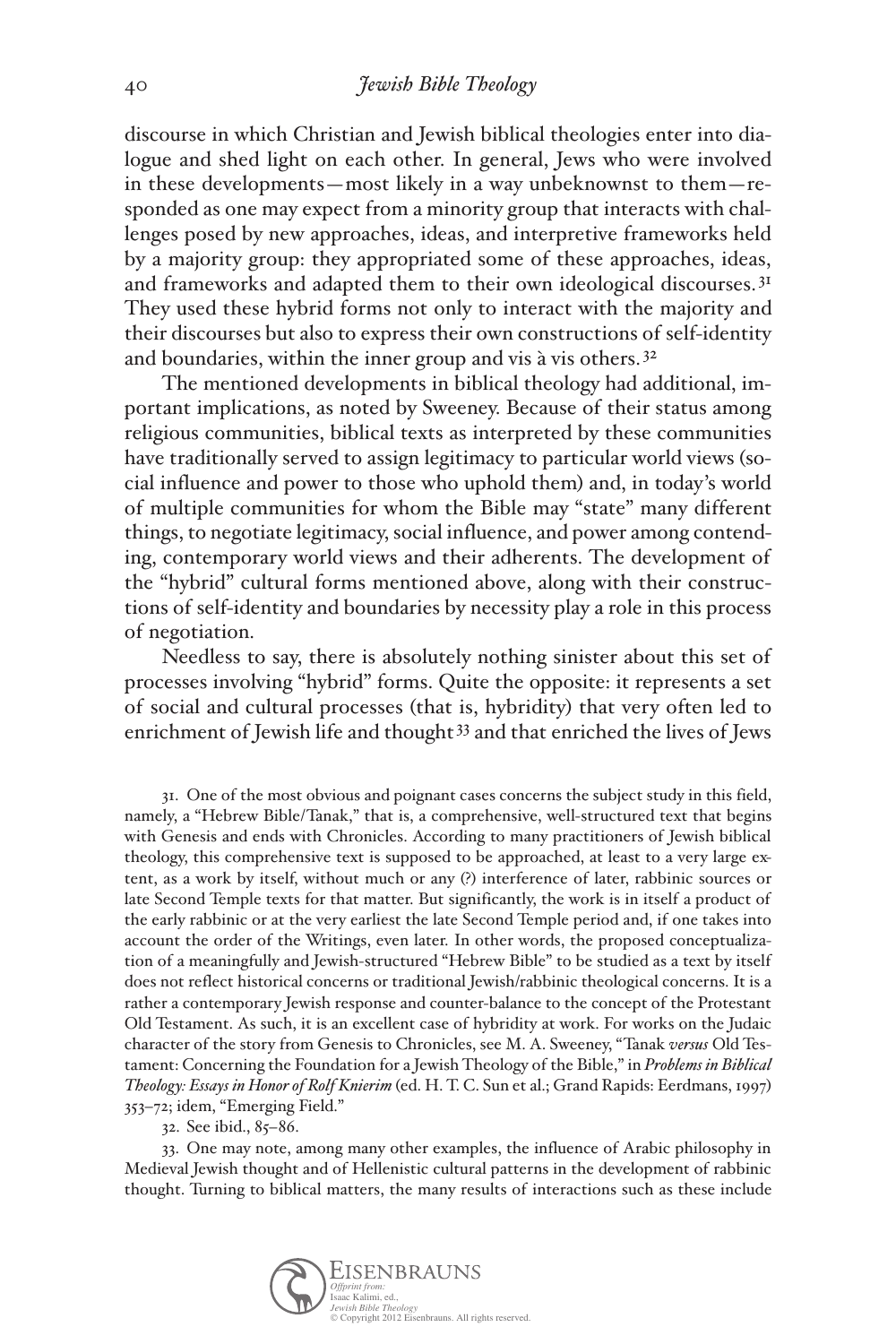discourse in which Christian and Jewish biblical theologies enter into dialogue and shed light on each other. In general, Jews who were involved in these developments—most likely in a way unbeknownst to them—responded as one may expect from a minority group that interacts with challenges posed by new approaches, ideas, and interpretive frameworks held by a majority group: they appropriated some of these approaches, ideas, and frameworks and adapted them to their own ideological discourses.[31] They used these hybrid forms not only to interact with the majority and their discourses but also to express their own constructions of self-identity and boundaries, within the inner group and vis à vis others.[32]

The mentioned developments in biblical theology had additional, important implications, as noted by Sweeney. Because of their status among religious communities, biblical texts as interpreted by these communities have traditionally served to assign legitimacy to particular world views (social influence and power to those who uphold them) and, in today's world of multiple communities for whom the Bible may "state" many different things, to negotiate legitimacy, social influence, and power among contending, contemporary world views and their adherents. The development of the "hybrid" cultural forms mentioned above, along with their constructions of self-identity and boundaries by necessity play a role in this process of negotiation.

Needless to say, there is absolutely nothing sinister about this set of processes involving "hybrid" forms. Quite the opposite: it represents a set of social and cultural processes (that is, hybridity) that very often led to enrichment of Jewish life and thought[33] and that enriched the lives of Jews

31. One of the most obvious and poignant cases concerns the subject study in this field, namely, a "Hebrew Bible/Tanak," that is, a comprehensive, well-structured text that begins with Genesis and ends with Chronicles. According to many practitioners of Jewish biblical theology, this comprehensive text is supposed to be approached, at least to a very large extent, as a work by itself, without much or any (?) interference of later, rabbinic sources or late Second Temple texts for that matter. But significantly, the work is in itself a product of the early rabbinic or at the very earliest the late Second Temple period and, if one takes into account the order of the Writings, even later. In other words, the proposed conceptualization of a meaningfully and Jewish-structured "Hebrew Bible" to be studied as a text by itself does not reflect historical concerns or traditional Jewish/rabbinic theological concerns. It is a rather a contemporary Jewish response and counter-balance to the concept of the Protestant Old Testament. As such, it is an excellent case of hybridity at work. For works on the Judaic character of the story from Genesis to Chronicles, see M. A. Sweeney, "Tanak *versus* Old Testament: Concerning the Foundation for a Jewish Theology of the Bible," in *Problems in Biblical Theology: Essays in Honor of Rolf Knierim* (ed. H. T. C. Sun et al.; Grand Rapids: Eerdmans, 1997) 353–72; idem, "Emerging Field."

32. See ibid., 85–86.

33. One may note, among many other examples, the influence of Arabic philosophy in Medieval Jewish thought and of Hellenistic cultural patterns in the development of rabbinic thought. Turning to biblical matters, the many results of interactions such as these include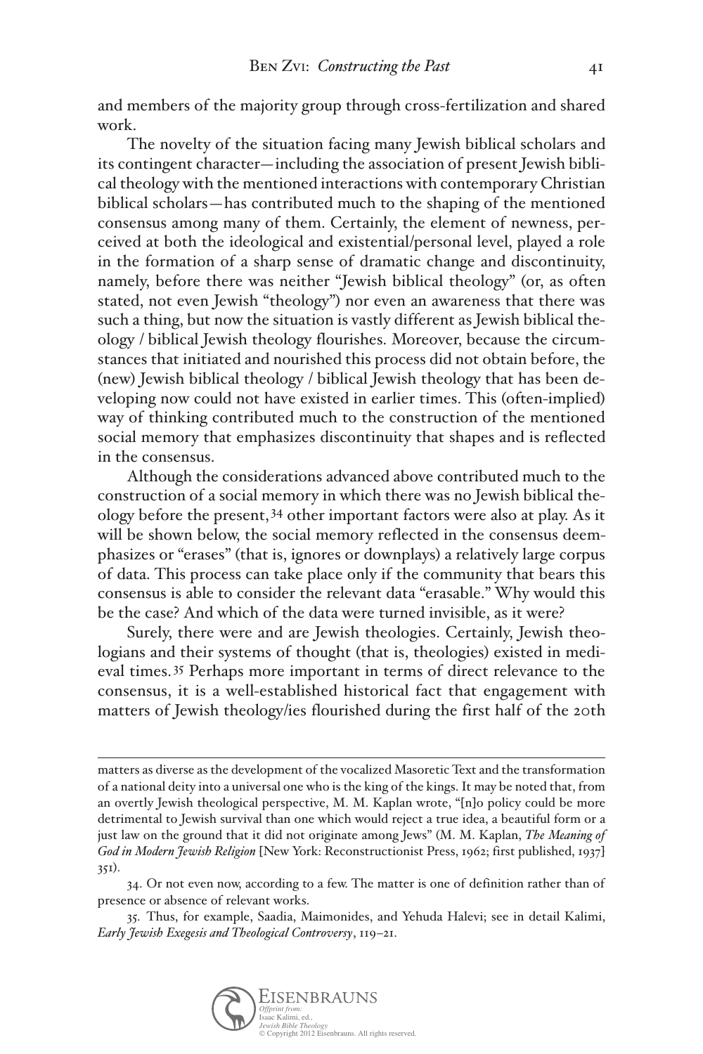and members of the majority group through cross-fertilization and shared work.

The novelty of the situation facing many Jewish biblical scholars and its contingent character—including the association of present Jewish biblical theology with the mentioned interactions with contemporary Christian biblical scholars—has contributed much to the shaping of the mentioned consensus among many of them. Certainly, the element of newness, perceived at both the ideological and existential/personal level, played a role in the formation of a sharp sense of dramatic change and discontinuity, namely, before there was neither "Jewish biblical theology" (or, as often stated, not even Jewish "theology") nor even an awareness that there was such a thing, but now the situation is vastly different as Jewish biblical theology / biblical Jewish theology flourishes. Moreover, because the circumstances that initiated and nourished this process did not obtain before, the (new) Jewish biblical theology / biblical Jewish theology that has been developing now could not have existed in earlier times. This (often-implied) way of thinking contributed much to the construction of the mentioned social memory that emphasizes discontinuity that shapes and is reflected in the consensus.

Although the considerations advanced above contributed much to the construction of a social memory in which there was no Jewish biblical theology before the present,[34] other important factors were also at play. As it will be shown below, the social memory reflected in the consensus deemphasizes or "erases" (that is, ignores or downplays) a relatively large corpus of data. This process can take place only if the community that bears this consensus is able to consider the relevant data "erasable." Why would this be the case? And which of the data were turned invisible, as it were?

Surely, there were and are Jewish theologies. Certainly, Jewish theologians and their systems of thought (that is, theologies) existed in medieval times.[35] Perhaps more important in terms of direct relevance to the consensus, it is a well-established historical fact that engagement with matters of Jewish theology/ies flourished during the first half of the 20th

---

matters as diverse as the development of the vocalized Masoretic Text and the transformation of a national deity into a universal one who is the king of the kings. It may be noted that, from an overtly Jewish theological perspective, M. M. Kaplan wrote, "[n]o policy could be more detrimental to Jewish survival than one which would reject a true idea, a beautiful form or a just law on the ground that it did not originate among Jews" (M. M. Kaplan, *The Meaning of God in Modern Jewish Religion* [New York: Reconstructionist Press, 1962; first published, 1937] 351).

34. Or not even now, according to a few. The matter is one of definition rather than of presence or absence of relevant works.

35. Thus, for example, Saadia, Maimonides, and Yehuda Halevi; see in detail Kalimi, *Early Jewish Exegesis and Theological Controversy*, 119–21.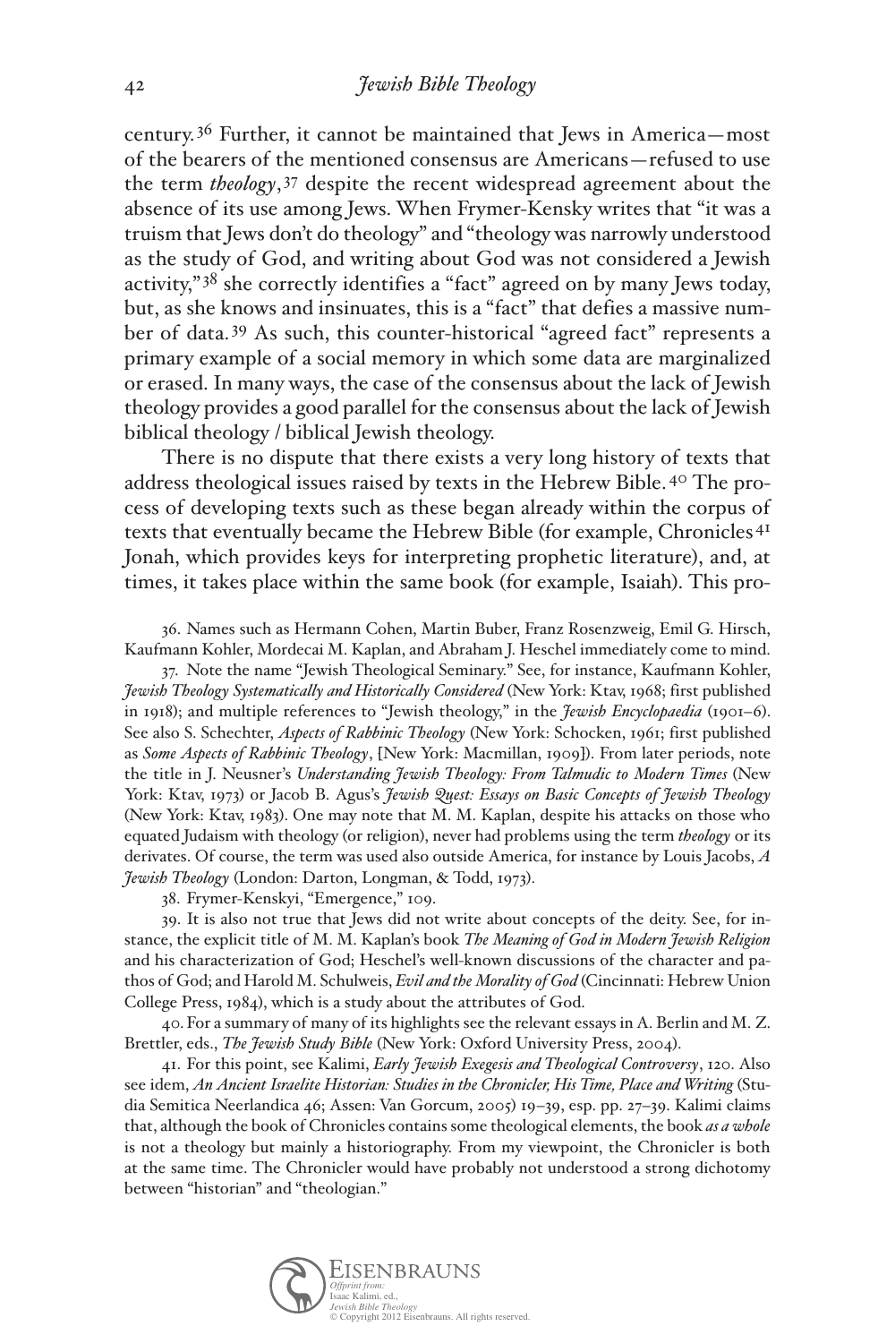century.[36] Further, it cannot be maintained that Jews in America—most of the bearers of the mentioned consensus are Americans—refused to use the term *theology*,[37] despite the recent widespread agreement about the absence of its use among Jews. When Frymer-Kensky writes that "it was a truism that Jews don't do theology" and "theology was narrowly understood as the study of God, and writing about God was not considered a Jewish activity,"[38] she correctly identifies a "fact" agreed on by many Jews today, but, as she knows and insinuates, this is a "fact" that defies a massive number of data.[39] As such, this counter-historical "agreed fact" represents a primary example of a social memory in which some data are marginalized or erased. In many ways, the case of the consensus about the lack of Jewish theology provides a good parallel for the consensus about the lack of Jewish biblical theology / biblical Jewish theology.

There is no dispute that there exists a very long history of texts that address theological issues raised by texts in the Hebrew Bible.[40] The process of developing texts such as these began already within the corpus of texts that eventually became the Hebrew Bible (for example, Chronicles[41] Jonah, which provides keys for interpreting prophetic literature), and, at times, it takes place within the same book (for example, Isaiah). This pro-

36. Names such as Hermann Cohen, Martin Buber, Franz Rosenzweig, Emil G. Hirsch, Kaufmann Kohler, Mordecai M. Kaplan, and Abraham J. Heschel immediately come to mind.

37. Note the name "Jewish Theological Seminary." See, for instance, Kaufmann Kohler, *Jewish Theology Systematically and Historically Considered* (New York: Ktav, 1968; first published in 1918); and multiple references to "Jewish theology," in the *Jewish Encyclopaedia* (1901–6). See also S. Schechter, *Aspects of Rabbinic Theology* (New York: Schocken, 1961; first published as *Some Aspects of Rabbinic Theology*, [New York: Macmillan, 1909]). From later periods, note the title in J. Neusner's *Understanding Jewish Theology: From Talmudic to Modern Times* (New York: Ktav, 1973) or Jacob B. Agus's *Jewish Quest: Essays on Basic Concepts of Jewish Theology* (New York: Ktav, 1983). One may note that M. M. Kaplan, despite his attacks on those who equated Judaism with theology (or religion), never had problems using the term *theology* or its derivates. Of course, the term was used also outside America, for instance by Louis Jacobs, *A Jewish Theology* (London: Darton, Longman, & Todd, 1973).

38. Frymer-Kenskyi, "Emergence," 109.

39. It is also not true that Jews did not write about concepts of the deity. See, for instance, the explicit title of M. M. Kaplan's book *The Meaning of God in Modern Jewish Religion* and his characterization of God; Heschel's well-known discussions of the character and pathos of God; and Harold M. Schulweis, *Evil and the Morality of God* (Cincinnati: Hebrew Union College Press, 1984), which is a study about the attributes of God.

40. For a summary of many of its highlights see the relevant essays in A. Berlin and M. Z. Brettler, eds., *The Jewish Study Bible* (New York: Oxford University Press, 2004).

41. For this point, see Kalimi, *Early Jewish Exegesis and Theological Controversy*, 120. Also see idem, *An Ancient Israelite Historian: Studies in the Chronicler, His Time, Place and Writing* (Studia Semitica Neerlandica 46; Assen: Van Gorcum, 2005) 19–39, esp. pp. 27–39. Kalimi claims that, although the book of Chronicles contains some theological elements, the book *as a whole* is not a theology but mainly a historiography. From my viewpoint, the Chronicler is both at the same time. The Chronicler would have probably not understood a strong dichotomy between "historian" and "theologian."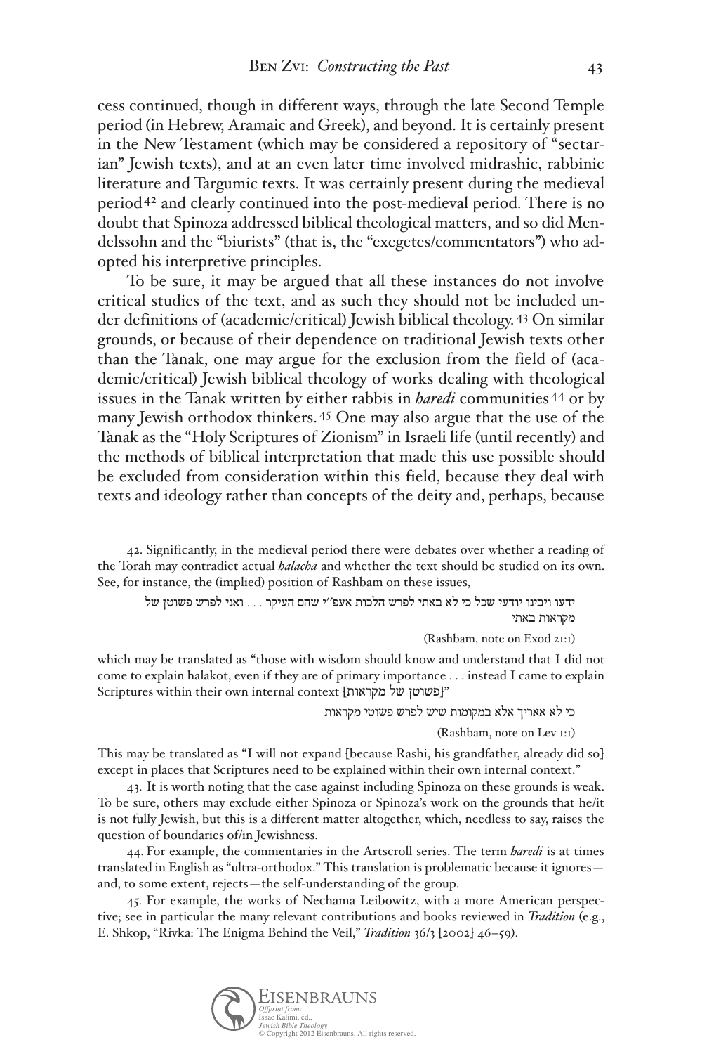cess continued, though in different ways, through the late Second Temple period (in Hebrew, Aramaic and Greek), and beyond. It is certainly present in the New Testament (which may be considered a repository of "sectarian" Jewish texts), and at an even later time involved midrashic, rabbinic literature and Targumic texts. It was certainly present during the medieval period[42] and clearly continued into the post-medieval period. There is no doubt that Spinoza addressed biblical theological matters, and so did Mendelssohn and the "biurists" (that is, the "exegetes/commentators") who adopted his interpretive principles.

To be sure, it may be argued that all these instances do not involve critical studies of the text, and as such they should not be included under definitions of (academic/critical) Jewish biblical theology.[43] On similar grounds, or because of their dependence on traditional Jewish texts other than the Tanak, one may argue for the exclusion from the field of (academic/critical) Jewish biblical theology of works dealing with theological issues in the Tanak written by either rabbis in *haredi* communities[44] or by many Jewish orthodox thinkers.[45] One may also argue that the use of the Tanak as the "Holy Scriptures of Zionism" in Israeli life (until recently) and the methods of biblical interpretation that made this use possible should be excluded from consideration within this field, because they deal with texts and ideology rather than concepts of the deity and, perhaps, because

---

42. Significantly, in the medieval period there were debates over whether a reading of the Torah may contradict actual *halacha* and whether the text should be studied on its own. See, for instance, the (implied) position of Rashbam on these issues,

> ידעו ויבינו יודעי שכל כי לא באתי לפרש הלכות אעפ״י שהם העיקר . . . ואני לפרש פשוטן של מקראות באתי
>
> (Rashbam, note on Exod 21:1)

which may be translated as "those with wisdom should know and understand that I did not come to explain halakot, even if they are of primary importance . . . instead I came to explain Scriptures within their own internal context [פשוטן של מקראות]"

> כי לא אאריך אלא במקומות שיש לפרש פשוטי מקראות
>
> (Rashbam, note on Lev 1:1)

This may be translated as "I will not expand [because Rashi, his grandfather, already did so] except in places that Scriptures need to be explained within their own internal context."

43. It is worth noting that the case against including Spinoza on these grounds is weak. To be sure, others may exclude either Spinoza or Spinoza's work on the grounds that he/it is not fully Jewish, but this is a different matter altogether, which, needless to say, raises the question of boundaries of/in Jewishness.

44. For example, the commentaries in the Artscroll series. The term *haredi* is at times translated in English as "ultra-orthodox." This translation is problematic because it ignores—and, to some extent, rejects—the self-understanding of the group.

45. For example, the works of Nechama Leibowitz, with a more American perspective; see in particular the many relevant contributions and books reviewed in *Tradition* (e.g., E. Shkop, "Rivka: The Enigma Behind the Veil," *Tradition* 36/3 [2002] 46–59).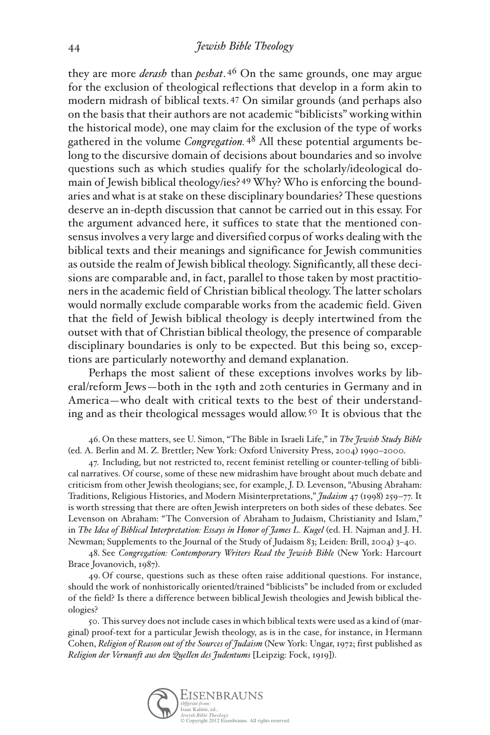they are more *derash* than *peshat*.[46] On the same grounds, one may argue for the exclusion of theological reflections that develop in a form akin to modern midrash of biblical texts.[47] On similar grounds (and perhaps also on the basis that their authors are not academic "biblicists" working within the historical mode), one may claim for the exclusion of the type of works gathered in the volume *Congregation*.[48] All these potential arguments belong to the discursive domain of decisions about boundaries and so involve questions such as which studies qualify for the scholarly/ideological domain of Jewish biblical theology/ies?[49] Why? Who is enforcing the boundaries and what is at stake on these disciplinary boundaries? These questions deserve an in-depth discussion that cannot be carried out in this essay. For the argument advanced here, it suffices to state that the mentioned consensus involves a very large and diversified corpus of works dealing with the biblical texts and their meanings and significance for Jewish communities as outside the realm of Jewish biblical theology. Significantly, all these decisions are comparable and, in fact, parallel to those taken by most practitioners in the academic field of Christian biblical theology. The latter scholars would normally exclude comparable works from the academic field. Given that the field of Jewish biblical theology is deeply intertwined from the outset with that of Christian biblical theology, the presence of comparable disciplinary boundaries is only to be expected. But this being so, exceptions are particularly noteworthy and demand explanation.

Perhaps the most salient of these exceptions involves works by liberal/reform Jews—both in the 19th and 20th centuries in Germany and in America—who dealt with critical texts to the best of their understanding and as their theological messages would allow.[50] It is obvious that the

46. On these matters, see U. Simon, "The Bible in Israeli Life," in *The Jewish Study Bible* (ed. A. Berlin and M. Z. Brettler; New York: Oxford University Press, 2004) 1990–2000.

47. Including, but not restricted to, recent feminist retelling or counter-telling of biblical narratives. Of course, some of these new midrashim have brought about much debate and criticism from other Jewish theologians; see, for example, J. D. Levenson, "Abusing Abraham: Traditions, Religious Histories, and Modern Misinterpretations," *Judaism* 47 (1998) 259–77. It is worth stressing that there are often Jewish interpreters on both sides of these debates. See Levenson on Abraham: "The Conversion of Abraham to Judaism, Christianity and Islam," in *The Idea of Biblical Interpretation: Essays in Honor of James L. Kugel* (ed. H. Najman and J. H. Newman; Supplements to the Journal of the Study of Judaism 83; Leiden: Brill, 2004) 3–40.

48. See *Congregation: Contemporary Writers Read the Jewish Bible* (New York: Harcourt Brace Jovanovich, 1987).

49. Of course, questions such as these often raise additional questions. For instance, should the work of nonhistorically oriented/trained "biblicists" be included from or excluded of the field? Is there a difference between biblical Jewish theologies and Jewish biblical theologies?

50. This survey does not include cases in which biblical texts were used as a kind of (marginal) proof-text for a particular Jewish theology, as is in the case, for instance, in Hermann Cohen, *Religion of Reason out of the Sources of Judaism* (New York: Ungar, 1972; first published as *Religion der Vernunft aus den Quellen des Judentums* [Leipzig: Fock, 1919]).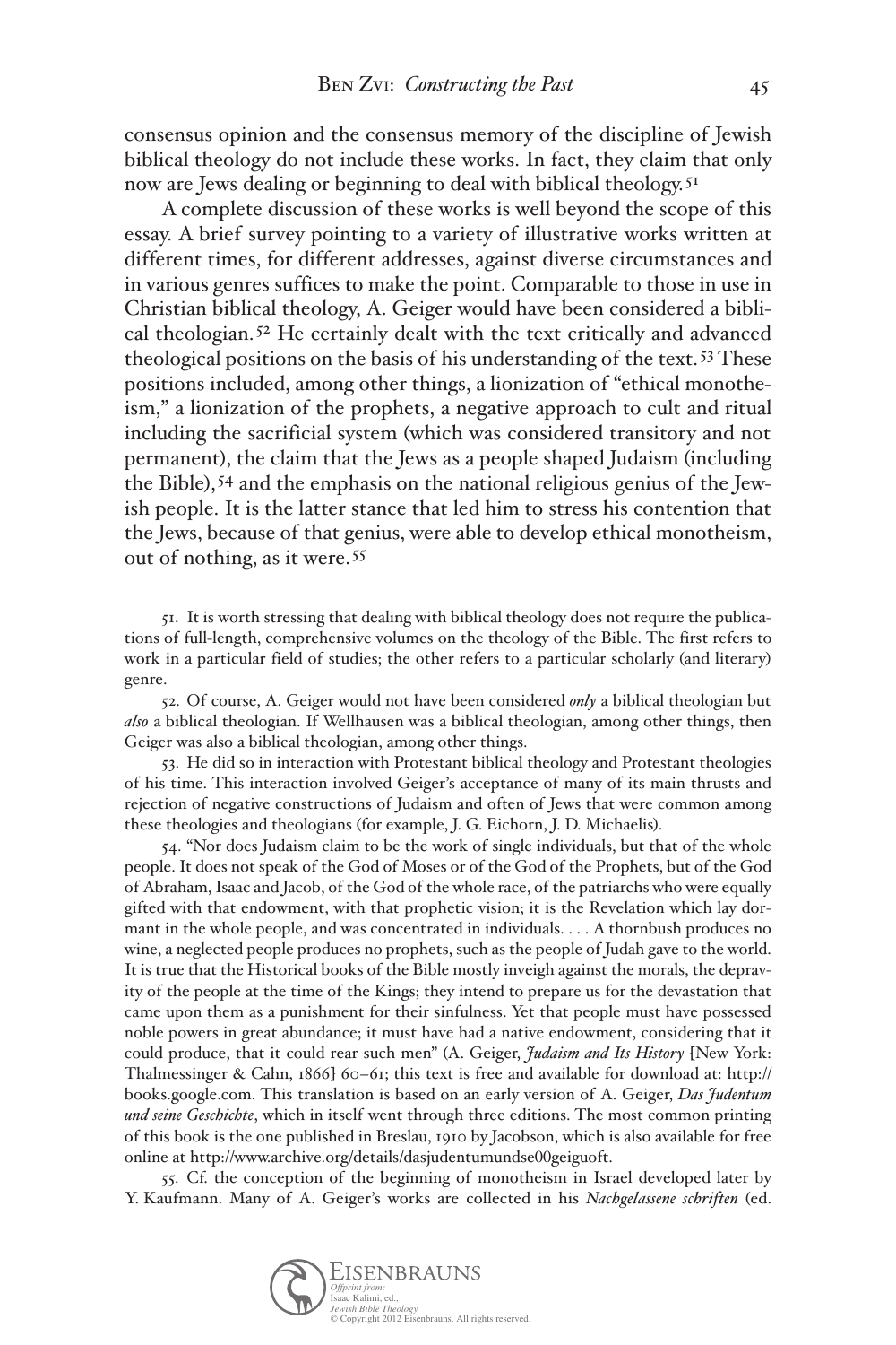consensus opinion and the consensus memory of the discipline of Jewish biblical theology do not include these works. In fact, they claim that only now are Jews dealing or beginning to deal with biblical theology.[51]

A complete discussion of these works is well beyond the scope of this essay. A brief survey pointing to a variety of illustrative works written at different times, for different addresses, against diverse circumstances and in various genres suffices to make the point. Comparable to those in use in Christian biblical theology, A. Geiger would have been considered a biblical theologian.[52] He certainly dealt with the text critically and advanced theological positions on the basis of his understanding of the text.[53] These positions included, among other things, a lionization of "ethical monotheism," a lionization of the prophets, a negative approach to cult and ritual including the sacrificial system (which was considered transitory and not permanent), the claim that the Jews as a people shaped Judaism (including the Bible),[54] and the emphasis on the national religious genius of the Jewish people. It is the latter stance that led him to stress his contention that the Jews, because of that genius, were able to develop ethical monotheism, out of nothing, as it were.[55]

51. It is worth stressing that dealing with biblical theology does not require the publications of full-length, comprehensive volumes on the theology of the Bible. The first refers to work in a particular field of studies; the other refers to a particular scholarly (and literary) genre.

52. Of course, A. Geiger would not have been considered *only* a biblical theologian but *also* a biblical theologian. If Wellhausen was a biblical theologian, among other things, then Geiger was also a biblical theologian, among other things.

53. He did so in interaction with Protestant biblical theology and Protestant theologies of his time. This interaction involved Geiger's acceptance of many of its main thrusts and rejection of negative constructions of Judaism and often of Jews that were common among these theologies and theologians (for example, J. G. Eichorn, J. D. Michaelis).

54. "Nor does Judaism claim to be the work of single individuals, but that of the whole people. It does not speak of the God of Moses or of the God of the Prophets, but of the God of Abraham, Isaac and Jacob, of the God of the whole race, of the patriarchs who were equally gifted with that endowment, with that prophetic vision; it is the Revelation which lay dormant in the whole people, and was concentrated in individuals. . . . A thornbush produces no wine, a neglected people produces no prophets, such as the people of Judah gave to the world. It is true that the Historical books of the Bible mostly inveigh against the morals, the depravity of the people at the time of the Kings; they intend to prepare us for the devastation that came upon them as a punishment for their sinfulness. Yet that people must have possessed noble powers in great abundance; it must have had a native endowment, considering that it could produce, that it could rear such men" (A. Geiger, *Judaism and Its History* [New York: Thalmessinger & Cahn, 1866] 60–61; this text is free and available for download at: http://books.google.com. This translation is based on an early version of A. Geiger, *Das Judentum und seine Geschichte*, which in itself went through three editions. The most common printing of this book is the one published in Breslau, 1910 by Jacobson, which is also available for free online at http://www.archive.org/details/dasjudentumundse00geiguoft.

55. Cf. the conception of the beginning of monotheism in Israel developed later by Y. Kaufmann. Many of A. Geiger's works are collected in his *Nachgelassene schriften* (ed.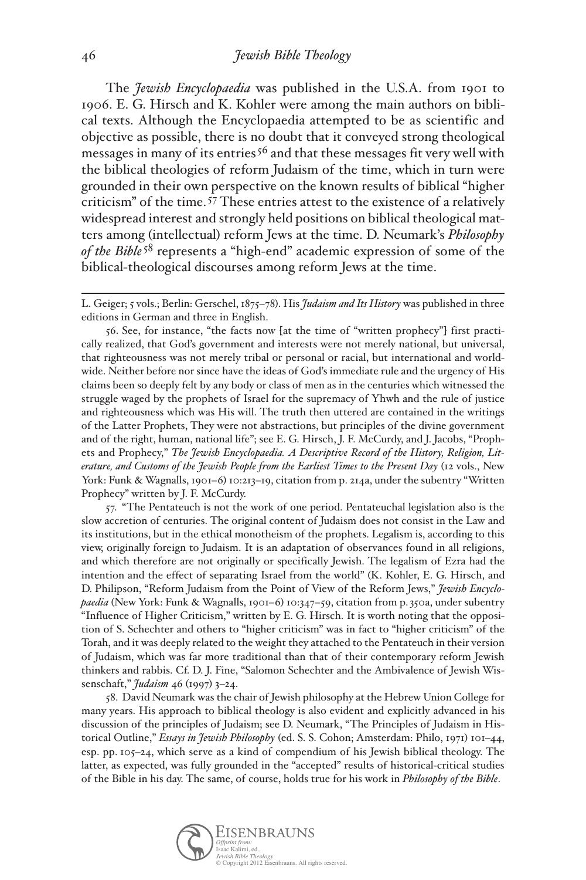The *Jewish Encyclopaedia* was published in the U.S.A. from 1901 to 1906. E. G. Hirsch and K. Kohler were among the main authors on biblical texts. Although the Encyclopaedia attempted to be as scientific and objective as possible, there is no doubt that it conveyed strong theological messages in many of its entries[56] and that these messages fit very well with the biblical theologies of reform Judaism of the time, which in turn were grounded in their own perspective on the known results of biblical "higher criticism" of the time.[57] These entries attest to the existence of a relatively widespread interest and strongly held positions on biblical theological matters among (intellectual) reform Jews at the time. D. Neumark's *Philosophy of the Bible*[58] represents a "high-end" academic expression of some of the biblical-theological discourses among reform Jews at the time.

---

L. Geiger; 5 vols.; Berlin: Gerschel, 1875–78). His *Judaism and Its History* was published in three editions in German and three in English.

56. See, for instance, "the facts now [at the time of "written prophecy"] first practically realized, that God's government and interests were not merely national, but universal, that righteousness was not merely tribal or personal or racial, but international and worldwide. Neither before nor since have the ideas of God's immediate rule and the urgency of His claims been so deeply felt by any body or class of men as in the centuries which witnessed the struggle waged by the prophets of Israel for the supremacy of Yhwh and the rule of justice and righteousness which was His will. The truth then uttered are contained in the writings of the Latter Prophets, They were not abstractions, but principles of the divine government and of the right, human, national life"; see E. G. Hirsch, J. F. McCurdy, and J. Jacobs, "Prophets and Prophecy," *The Jewish Encyclopaedia. A Descriptive Record of the History, Religion, Literature, and Customs of the Jewish People from the Earliest Times to the Present Day* (12 vols., New York: Funk & Wagnalls, 1901–6) 10:213–19, citation from p. 214a, under the subentry "Written Prophecy" written by J. F. McCurdy.

57. "The Pentateuch is not the work of one period. Pentateuchal legislation also is the slow accretion of centuries. The original content of Judaism does not consist in the Law and its institutions, but in the ethical monotheism of the prophets. Legalism is, according to this view, originally foreign to Judaism. It is an adaptation of observances found in all religions, and which therefore are not originally or specifically Jewish. The legalism of Ezra had the intention and the effect of separating Israel from the world" (K. Kohler, E. G. Hirsch, and D. Philipson, "Reform Judaism from the Point of View of the Reform Jews," *Jewish Encyclopaedia* (New York: Funk & Wagnalls, 1901–6) 10:347–59, citation from p. 350a, under subentry "Influence of Higher Criticism," written by E. G. Hirsch. It is worth noting that the opposition of S. Schechter and others to "higher criticism" was in fact to "higher criticism" of the Torah, and it was deeply related to the weight they attached to the Pentateuch in their version of Judaism, which was far more traditional than that of their contemporary reform Jewish thinkers and rabbis. Cf. D. J. Fine, "Salomon Schechter and the Ambivalence of Jewish Wissenschaft," *Judaism* 46 (1997) 3–24.

58. David Neumark was the chair of Jewish philosophy at the Hebrew Union College for many years. His approach to biblical theology is also evident and explicitly advanced in his discussion of the principles of Judaism; see D. Neumark, "The Principles of Judaism in Historical Outline," *Essays in Jewish Philosophy* (ed. S. S. Cohon; Amsterdam: Philo, 1971) 101–44, esp. pp. 105–24, which serve as a kind of compendium of his Jewish biblical theology. The latter, as expected, was fully grounded in the "accepted" results of historical-critical studies of the Bible in his day. The same, of course, holds true for his work in *Philosophy of the Bible*.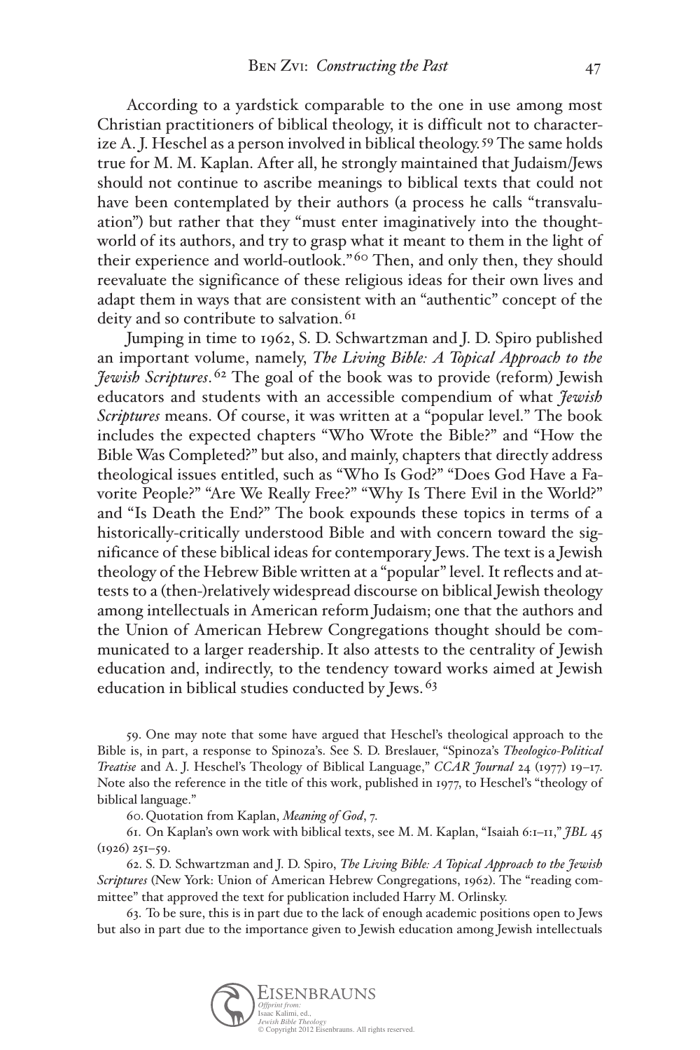According to a yardstick comparable to the one in use among most Christian practitioners of biblical theology, it is difficult not to characterize A. J. Heschel as a person involved in biblical theology.[59] The same holds true for M. M. Kaplan. After all, he strongly maintained that Judaism/Jews should not continue to ascribe meanings to biblical texts that could not have been contemplated by their authors (a process he calls "transvaluation") but rather that they "must enter imaginatively into the thought-world of its authors, and try to grasp what it meant to them in the light of their experience and world-outlook."[60] Then, and only then, they should reevaluate the significance of these religious ideas for their own lives and adapt them in ways that are consistent with an "authentic" concept of the deity and so contribute to salvation.[61]

Jumping in time to 1962, S. D. Schwartzman and J. D. Spiro published an important volume, namely, *The Living Bible: A Topical Approach to the Jewish Scriptures*.[62] The goal of the book was to provide (reform) Jewish educators and students with an accessible compendium of what *Jewish Scriptures* means. Of course, it was written at a "popular level." The book includes the expected chapters "Who Wrote the Bible?" and "How the Bible Was Completed?" but also, and mainly, chapters that directly address theological issues entitled, such as "Who Is God?" "Does God Have a Favorite People?" "Are We Really Free?" "Why Is There Evil in the World?" and "Is Death the End?" The book expounds these topics in terms of a historically-critically understood Bible and with concern toward the significance of these biblical ideas for contemporary Jews. The text is a Jewish theology of the Hebrew Bible written at a "popular" level. It reflects and attests to a (then-)relatively widespread discourse on biblical Jewish theology among intellectuals in American reform Judaism; one that the authors and the Union of American Hebrew Congregations thought should be communicated to a larger readership. It also attests to the centrality of Jewish education and, indirectly, to the tendency toward works aimed at Jewish education in biblical studies conducted by Jews.[63]

59. One may note that some have argued that Heschel's theological approach to the Bible is, in part, a response to Spinoza's. See S. D. Breslauer, "Spinoza's *Theologico-Political Treatise* and A. J. Heschel's Theology of Biblical Language," *CCAR Journal* 24 (1977) 19–17. Note also the reference in the title of this work, published in 1977, to Heschel's "theology of biblical language."

60. Quotation from Kaplan, *Meaning of God*, 7.

61. On Kaplan's own work with biblical texts, see M. M. Kaplan, "Isaiah 6:1–11," *JBL* 45 (1926) 251–59.

62. S. D. Schwartzman and J. D. Spiro, *The Living Bible: A Topical Approach to the Jewish Scriptures* (New York: Union of American Hebrew Congregations, 1962). The "reading committee" that approved the text for publication included Harry M. Orlinsky.

63. To be sure, this is in part due to the lack of enough academic positions open to Jews but also in part due to the importance given to Jewish education among Jewish intellectuals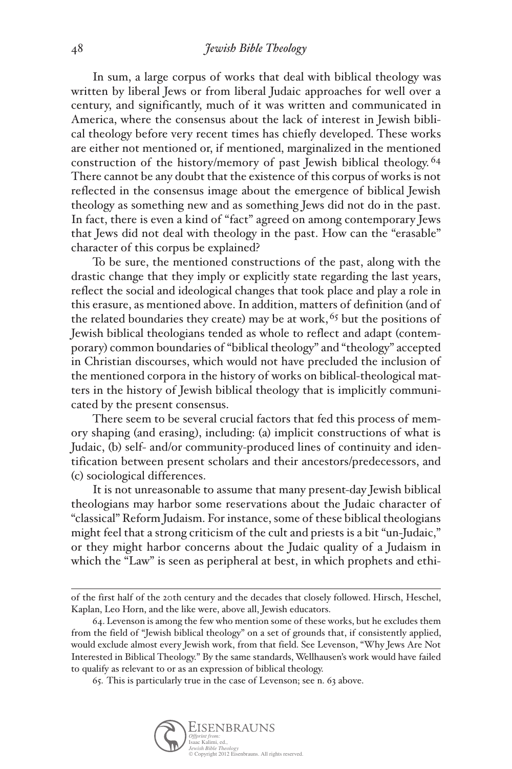In sum, a large corpus of works that deal with biblical theology was written by liberal Jews or from liberal Judaic approaches for well over a century, and significantly, much of it was written and communicated in America, where the consensus about the lack of interest in Jewish biblical theology before very recent times has chiefly developed. These works are either not mentioned or, if mentioned, marginalized in the mentioned construction of the history/memory of past Jewish biblical theology.[64] There cannot be any doubt that the existence of this corpus of works is not reflected in the consensus image about the emergence of biblical Jewish theology as something new and as something Jews did not do in the past. In fact, there is even a kind of "fact" agreed on among contemporary Jews that Jews did not deal with theology in the past. How can the "erasable" character of this corpus be explained?

To be sure, the mentioned constructions of the past, along with the drastic change that they imply or explicitly state regarding the last years, reflect the social and ideological changes that took place and play a role in this erasure, as mentioned above. In addition, matters of definition (and of the related boundaries they create) may be at work,[65] but the positions of Jewish biblical theologians tended as whole to reflect and adapt (contemporary) common boundaries of "biblical theology" and "theology" accepted in Christian discourses, which would not have precluded the inclusion of the mentioned corpora in the history of works on biblical-theological matters in the history of Jewish biblical theology that is implicitly communicated by the present consensus.

There seem to be several crucial factors that fed this process of memory shaping (and erasing), including: (a) implicit constructions of what is Judaic, (b) self- and/or community-produced lines of continuity and identification between present scholars and their ancestors/predecessors, and (c) sociological differences.

It is not unreasonable to assume that many present-day Jewish biblical theologians may harbor some reservations about the Judaic character of "classical" Reform Judaism. For instance, some of these biblical theologians might feel that a strong criticism of the cult and priests is a bit "un-Judaic," or they might harbor concerns about the Judaic quality of a Judaism in which the "Law" is seen as peripheral at best, in which prophets and ethi-

---

of the first half of the 20th century and the decades that closely followed. Hirsch, Heschel, Kaplan, Leo Horn, and the like were, above all, Jewish educators.

64. Levenson is among the few who mention some of these works, but he excludes them from the field of "Jewish biblical theology" on a set of grounds that, if consistently applied, would exclude almost every Jewish work, from that field. See Levenson, "Why Jews Are Not Interested in Biblical Theology." By the same standards, Wellhausen's work would have failed to qualify as relevant to or as an expression of biblical theology.

65. This is particularly true in the case of Levenson; see n. 63 above.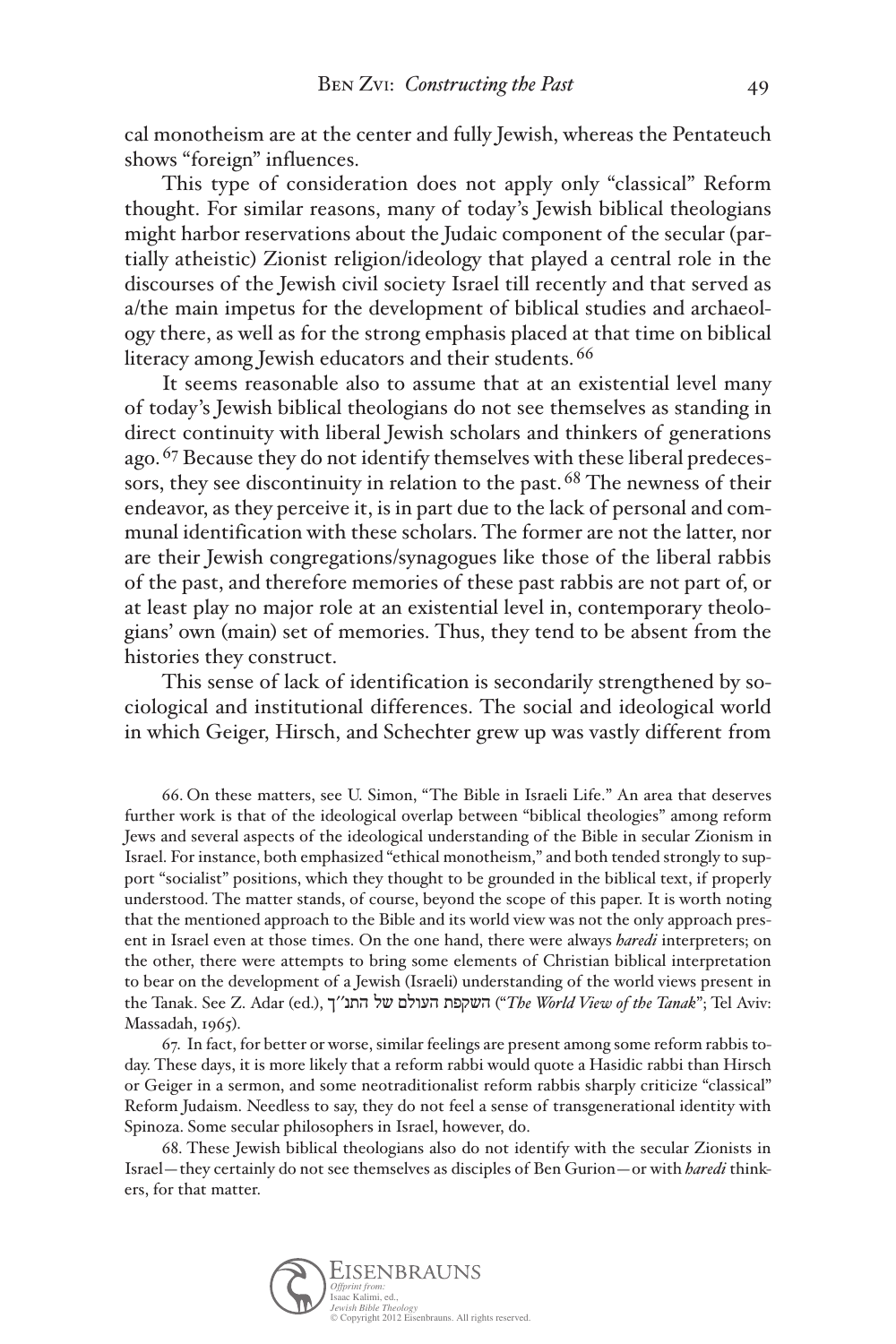cal monotheism are at the center and fully Jewish, whereas the Pentateuch shows "foreign" influences.

This type of consideration does not apply only "classical" Reform thought. For similar reasons, many of today's Jewish biblical theologians might harbor reservations about the Judaic component of the secular (partially atheistic) Zionist religion/ideology that played a central role in the discourses of the Jewish civil society Israel till recently and that served as a/the main impetus for the development of biblical studies and archaeology there, as well as for the strong emphasis placed at that time on biblical literacy among Jewish educators and their students.[66]

It seems reasonable also to assume that at an existential level many of today's Jewish biblical theologians do not see themselves as standing in direct continuity with liberal Jewish scholars and thinkers of generations ago.[67] Because they do not identify themselves with these liberal predecessors, they see discontinuity in relation to the past.[68] The newness of their endeavor, as they perceive it, is in part due to the lack of personal and communal identification with these scholars. The former are not the latter, nor are their Jewish congregations/synagogues like those of the liberal rabbis of the past, and therefore memories of these past rabbis are not part of, or at least play no major role at an existential level in, contemporary theologians' own (main) set of memories. Thus, they tend to be absent from the histories they construct.

This sense of lack of identification is secondarily strengthened by sociological and institutional differences. The social and ideological world in which Geiger, Hirsch, and Schechter grew up was vastly different from

66. On these matters, see U. Simon, "The Bible in Israeli Life." An area that deserves further work is that of the ideological overlap between "biblical theologies" among reform Jews and several aspects of the ideological understanding of the Bible in secular Zionism in Israel. For instance, both emphasized "ethical monotheism," and both tended strongly to support "socialist" positions, which they thought to be grounded in the biblical text, if properly understood. The matter stands, of course, beyond the scope of this paper. It is worth noting that the mentioned approach to the Bible and its world view was not the only approach present in Israel even at those times. On the one hand, there were always *haredi* interpreters; on the other, there were attempts to bring some elements of Christian biblical interpretation to bear on the development of a Jewish (Israeli) understanding of the world views present in the Tanak. See Z. Adar (ed.), השקפת העולם של התנ״ך ("*The World View of the Tanak*"; Tel Aviv: Massadah, 1965).

67. In fact, for better or worse, similar feelings are present among some reform rabbis today. These days, it is more likely that a reform rabbi would quote a Hasidic rabbi than Hirsch or Geiger in a sermon, and some neotraditionalist reform rabbis sharply criticize "classical" Reform Judaism. Needless to say, they do not feel a sense of transgenerational identity with Spinoza. Some secular philosophers in Israel, however, do.

68. These Jewish biblical theologians also do not identify with the secular Zionists in Israel—they certainly do not see themselves as disciples of Ben Gurion—or with *haredi* thinkers, for that matter.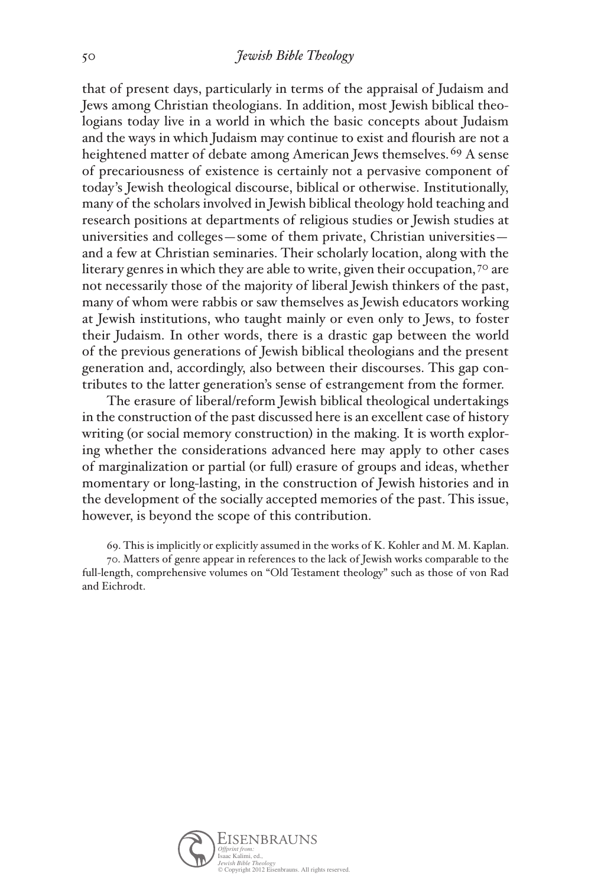that of present days, particularly in terms of the appraisal of Judaism and Jews among Christian theologians. In addition, most Jewish biblical theologians today live in a world in which the basic concepts about Judaism and the ways in which Judaism may continue to exist and flourish are not a heightened matter of debate among American Jews themselves.[69] A sense of precariousness of existence is certainly not a pervasive component of today's Jewish theological discourse, biblical or otherwise. Institutionally, many of the scholars involved in Jewish biblical theology hold teaching and research positions at departments of religious studies or Jewish studies at universities and colleges—some of them private, Christian universities—and a few at Christian seminaries. Their scholarly location, along with the literary genres in which they are able to write, given their occupation,[70] are not necessarily those of the majority of liberal Jewish thinkers of the past, many of whom were rabbis or saw themselves as Jewish educators working at Jewish institutions, who taught mainly or even only to Jews, to foster their Judaism. In other words, there is a drastic gap between the world of the previous generations of Jewish biblical theologians and the present generation and, accordingly, also between their discourses. This gap contributes to the latter generation's sense of estrangement from the former.

The erasure of liberal/reform Jewish biblical theological undertakings in the construction of the past discussed here is an excellent case of history writing (or social memory construction) in the making. It is worth exploring whether the considerations advanced here may apply to other cases of marginalization or partial (or full) erasure of groups and ideas, whether momentary or long-lasting, in the construction of Jewish histories and in the development of the socially accepted memories of the past. This issue, however, is beyond the scope of this contribution.

69. This is implicitly or explicitly assumed in the works of K. Kohler and M. M. Kaplan.

70. Matters of genre appear in references to the lack of Jewish works comparable to the full-length, comprehensive volumes on "Old Testament theology" such as those of von Rad and Eichrodt.

Eisenbrauns
*Offprint from:*
Isaac Kalimi, ed.,
*Jewish Bible Theology*
© Copyright 2012 Eisenbrauns. All rights reserved.